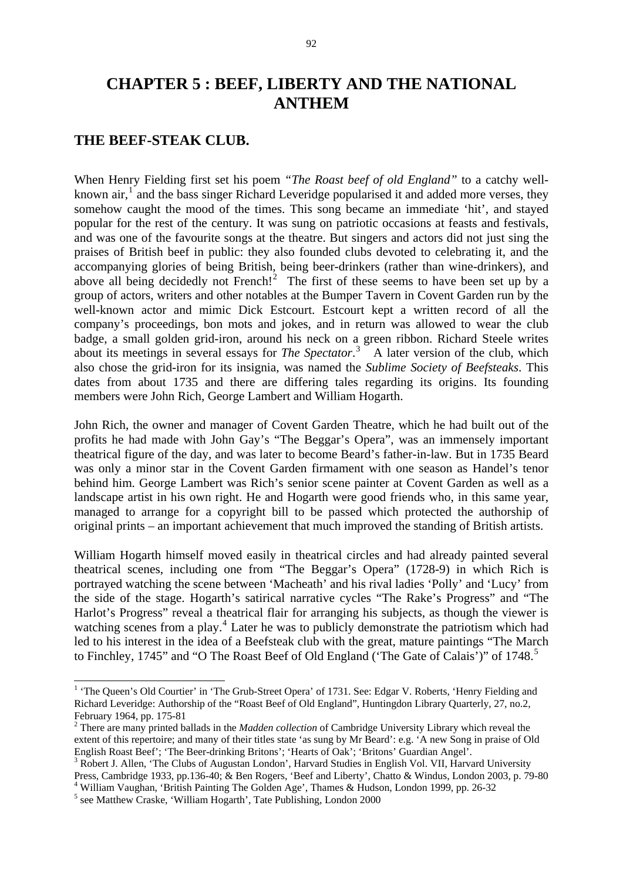# CHAPTER 5 : BEEF, LIBERTY AND THE NATIONAL ANTHEM

## THE BEEF-STEAK CLUB.

When Henry Fielding first set his poem *"The Roast beef of old England"* to a catchy well-known air,[1] and the bass singer Richard Leveridge popularised it and added more verses, they somehow caught the mood of the times. This song became an immediate 'hit', and stayed popular for the rest of the century. It was sung on patriotic occasions at feasts and festivals, and was one of the favourite songs at the theatre. But singers and actors did not just sing the praises of British beef in public: they also founded clubs devoted to celebrating it, and the accompanying glories of being British, being beer-drinkers (rather than wine-drinkers), and above all being decidedly not French![2] The first of these seems to have been set up by a group of actors, writers and other notables at the Bumper Tavern in Covent Garden run by the well-known actor and mimic Dick Estcourt. Estcourt kept a written record of all the company's proceedings, bon mots and jokes, and in return was allowed to wear the club badge, a small golden grid-iron, around his neck on a green ribbon. Richard Steele writes about its meetings in several essays for *The Spectator*.[3] A later version of the club, which also chose the grid-iron for its insignia, was named the *Sublime Society of Beefsteaks*. This dates from about 1735 and there are differing tales regarding its origins. Its founding members were John Rich, George Lambert and William Hogarth.

John Rich, the owner and manager of Covent Garden Theatre, which he had built out of the profits he had made with John Gay's "The Beggar's Opera", was an immensely important theatrical figure of the day, and was later to become Beard's father-in-law. But in 1735 Beard was only a minor star in the Covent Garden firmament with one season as Handel's tenor behind him. George Lambert was Rich's senior scene painter at Covent Garden as well as a landscape artist in his own right. He and Hogarth were good friends who, in this same year, managed to arrange for a copyright bill to be passed which protected the authorship of original prints – an important achievement that much improved the standing of British artists.

William Hogarth himself moved easily in theatrical circles and had already painted several theatrical scenes, including one from "The Beggar's Opera" (1728-9) in which Rich is portrayed watching the scene between 'Macheath' and his rival ladies 'Polly' and 'Lucy' from the side of the stage. Hogarth's satirical narrative cycles "The Rake's Progress" and "The Harlot's Progress" reveal a theatrical flair for arranging his subjects, as though the viewer is watching scenes from a play.[4] Later he was to publicly demonstrate the patriotism which had led to his interest in the idea of a Beefsteak club with the great, mature paintings "The March to Finchley, 1745" and "O The Roast Beef of Old England ('The Gate of Calais')" of 1748.[5]

---

[1] 'The Queen's Old Courtier' in 'The Grub-Street Opera' of 1731. See: Edgar V. Roberts, 'Henry Fielding and Richard Leveridge: Authorship of the "Roast Beef of Old England", Huntingdon Library Quarterly, 27, no.2, February 1964, pp. 175-81

[2] There are many printed ballads in the *Madden collection* of Cambridge University Library which reveal the extent of this repertoire; and many of their titles state 'as sung by Mr Beard': e.g. 'A new Song in praise of Old English Roast Beef'; 'The Beer-drinking Britons'; 'Hearts of Oak'; 'Britons' Guardian Angel'.

[3] Robert J. Allen, 'The Clubs of Augustan London', Harvard Studies in English Vol. VII, Harvard University Press, Cambridge 1933, pp.136-40; & Ben Rogers, 'Beef and Liberty', Chatto & Windus, London 2003, p. 79-80

[4] William Vaughan, 'British Painting The Golden Age', Thames & Hudson, London 1999, pp. 26-32

[5] see Matthew Craske, 'William Hogarth', Tate Publishing, London 2000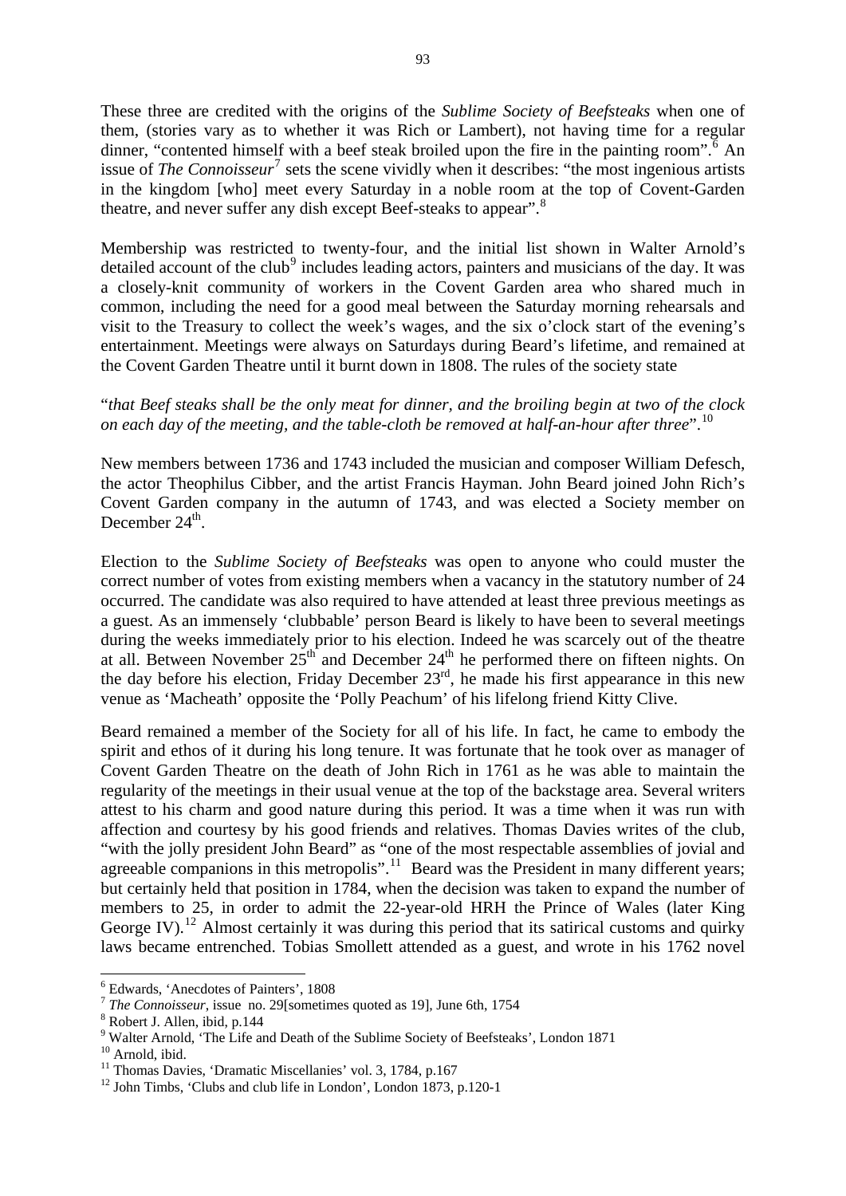These three are credited with the origins of the *Sublime Society of Beefsteaks* when one of them, (stories vary as to whether it was Rich or Lambert), not having time for a regular dinner, "contented himself with a beef steak broiled upon the fire in the painting room".[6] An issue of *The Connoisseur*[7] sets the scene vividly when it describes: "the most ingenious artists in the kingdom [who] meet every Saturday in a noble room at the top of Covent-Garden theatre, and never suffer any dish except Beef-steaks to appear".[8]

Membership was restricted to twenty-four, and the initial list shown in Walter Arnold's detailed account of the club[9] includes leading actors, painters and musicians of the day. It was a closely-knit community of workers in the Covent Garden area who shared much in common, including the need for a good meal between the Saturday morning rehearsals and visit to the Treasury to collect the week's wages, and the six o'clock start of the evening's entertainment. Meetings were always on Saturdays during Beard's lifetime, and remained at the Covent Garden Theatre until it burnt down in 1808. The rules of the society state

"*that Beef steaks shall be the only meat for dinner, and the broiling begin at two of the clock on each day of the meeting, and the table-cloth be removed at half-an-hour after three*".[10]

New members between 1736 and 1743 included the musician and composer William Defesch, the actor Theophilus Cibber, and the artist Francis Hayman. John Beard joined John Rich's Covent Garden company in the autumn of 1743, and was elected a Society member on December 24th.

Election to the *Sublime Society of Beefsteaks* was open to anyone who could muster the correct number of votes from existing members when a vacancy in the statutory number of 24 occurred. The candidate was also required to have attended at least three previous meetings as a guest. As an immensely 'clubbable' person Beard is likely to have been to several meetings during the weeks immediately prior to his election. Indeed he was scarcely out of the theatre at all. Between November 25th and December 24th he performed there on fifteen nights. On the day before his election, Friday December 23rd, he made his first appearance in this new venue as 'Macheath' opposite the 'Polly Peachum' of his lifelong friend Kitty Clive.

Beard remained a member of the Society for all of his life. In fact, he came to embody the spirit and ethos of it during his long tenure. It was fortunate that he took over as manager of Covent Garden Theatre on the death of John Rich in 1761 as he was able to maintain the regularity of the meetings in their usual venue at the top of the backstage area. Several writers attest to his charm and good nature during this period. It was a time when it was run with affection and courtesy by his good friends and relatives. Thomas Davies writes of the club, "with the jolly president John Beard" as "one of the most respectable assemblies of jovial and agreeable companions in this metropolis".[11] Beard was the President in many different years; but certainly held that position in 1784, when the decision was taken to expand the number of members to 25, in order to admit the 22-year-old HRH the Prince of Wales (later King George IV).[12] Almost certainly it was during this period that its satirical customs and quirky laws became entrenched. Tobias Smollett attended as a guest, and wrote in his 1762 novel

---

[6] Edwards, 'Anecdotes of Painters', 1808

[7] *The Connoisseur*, issue no. 29[sometimes quoted as 19], June 6th, 1754

[8] Robert J. Allen, ibid, p.144

[9] Walter Arnold, 'The Life and Death of the Sublime Society of Beefsteaks', London 1871

[10] Arnold, ibid.

[11] Thomas Davies, 'Dramatic Miscellanies' vol. 3, 1784, p.167

[12] John Timbs, 'Clubs and club life in London', London 1873, p.120-1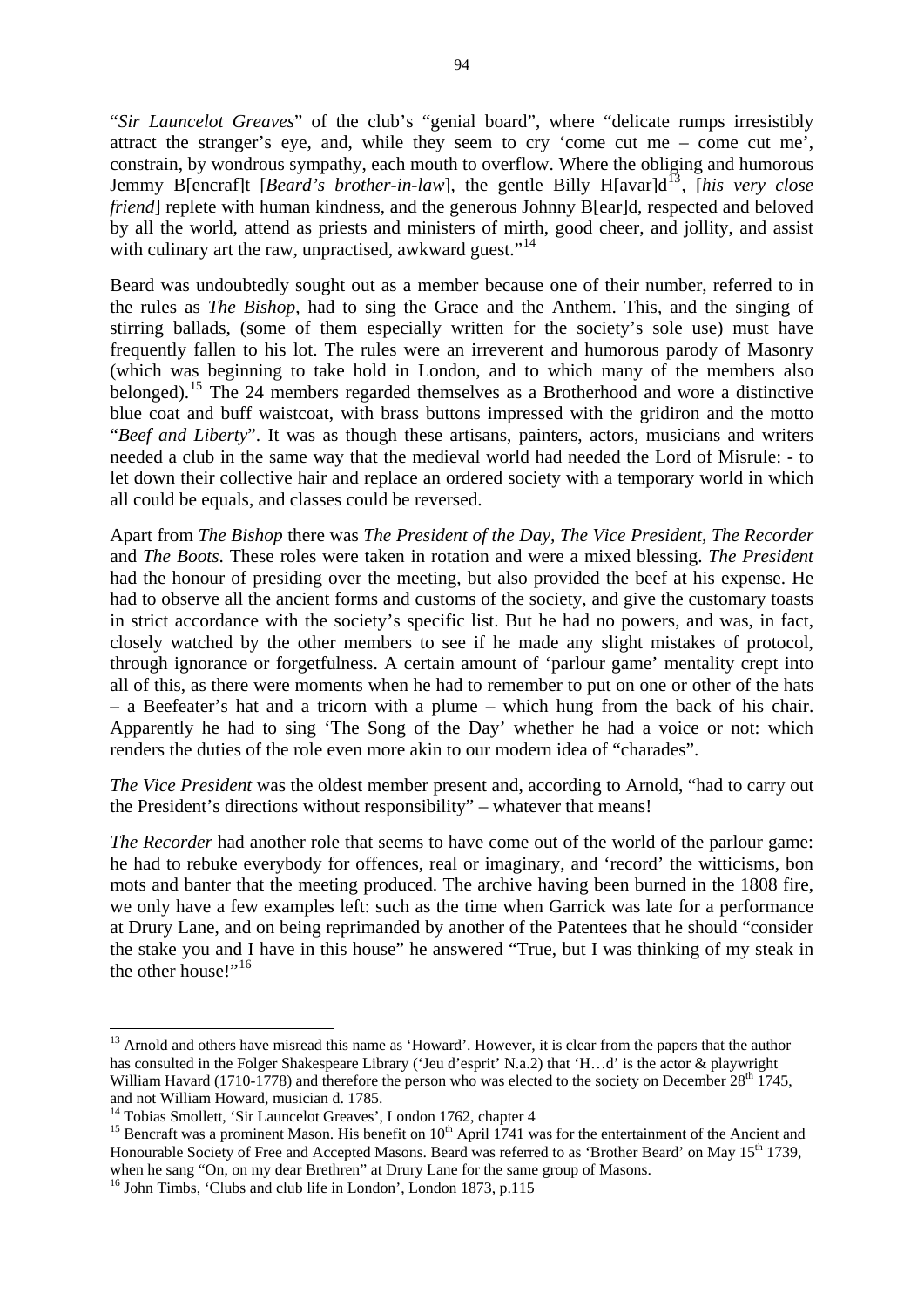"*Sir Launcelot Greaves*" of the club's "genial board", where "delicate rumps irresistibly attract the stranger's eye, and, while they seem to cry 'come cut me – come cut me', constrain, by wondrous sympathy, each mouth to overflow. Where the obliging and humorous Jemmy B[encraf]t [*Beard's brother-in-law*], the gentle Billy H[avar]d[13], [*his very close friend*] replete with human kindness, and the generous Johnny B[ear]d, respected and beloved by all the world, attend as priests and ministers of mirth, good cheer, and jollity, and assist with culinary art the raw, unpractised, awkward guest."[14]

Beard was undoubtedly sought out as a member because one of their number, referred to in the rules as *The Bishop*, had to sing the Grace and the Anthem. This, and the singing of stirring ballads, (some of them especially written for the society's sole use) must have frequently fallen to his lot. The rules were an irreverent and humorous parody of Masonry (which was beginning to take hold in London, and to which many of the members also belonged).[15] The 24 members regarded themselves as a Brotherhood and wore a distinctive blue coat and buff waistcoat, with brass buttons impressed with the gridiron and the motto "*Beef and Liberty*". It was as though these artisans, painters, actors, musicians and writers needed a club in the same way that the medieval world had needed the Lord of Misrule: - to let down their collective hair and replace an ordered society with a temporary world in which all could be equals, and classes could be reversed.

Apart from *The Bishop* there was *The President of the Day, The Vice President, The Recorder* and *The Boots*. These roles were taken in rotation and were a mixed blessing. *The President* had the honour of presiding over the meeting, but also provided the beef at his expense. He had to observe all the ancient forms and customs of the society, and give the customary toasts in strict accordance with the society's specific list. But he had no powers, and was, in fact, closely watched by the other members to see if he made any slight mistakes of protocol, through ignorance or forgetfulness. A certain amount of 'parlour game' mentality crept into all of this, as there were moments when he had to remember to put on one or other of the hats – a Beefeater's hat and a tricorn with a plume – which hung from the back of his chair. Apparently he had to sing 'The Song of the Day' whether he had a voice or not: which renders the duties of the role even more akin to our modern idea of "charades".

*The Vice President* was the oldest member present and, according to Arnold, "had to carry out the President's directions without responsibility" – whatever that means!

*The Recorder* had another role that seems to have come out of the world of the parlour game: he had to rebuke everybody for offences, real or imaginary, and 'record' the witticisms, bon mots and banter that the meeting produced. The archive having been burned in the 1808 fire, we only have a few examples left: such as the time when Garrick was late for a performance at Drury Lane, and on being reprimanded by another of the Patentees that he should "consider the stake you and I have in this house" he answered "True, but I was thinking of my steak in the other house!"[16]

---

[13] Arnold and others have misread this name as 'Howard'. However, it is clear from the papers that the author has consulted in the Folger Shakespeare Library ('Jeu d'esprit' N.a.2) that 'H…d' is the actor & playwright William Havard (1710-1778) and therefore the person who was elected to the society on December 28th 1745, and not William Howard, musician d. 1785.

[14] Tobias Smollett, 'Sir Launcelot Greaves', London 1762, chapter 4

[15] Bencraft was a prominent Mason. His benefit on 10th April 1741 was for the entertainment of the Ancient and Honourable Society of Free and Accepted Masons. Beard was referred to as 'Brother Beard' on May 15th 1739, when he sang "On, on my dear Brethren" at Drury Lane for the same group of Masons.

[16] John Timbs, 'Clubs and club life in London', London 1873, p.115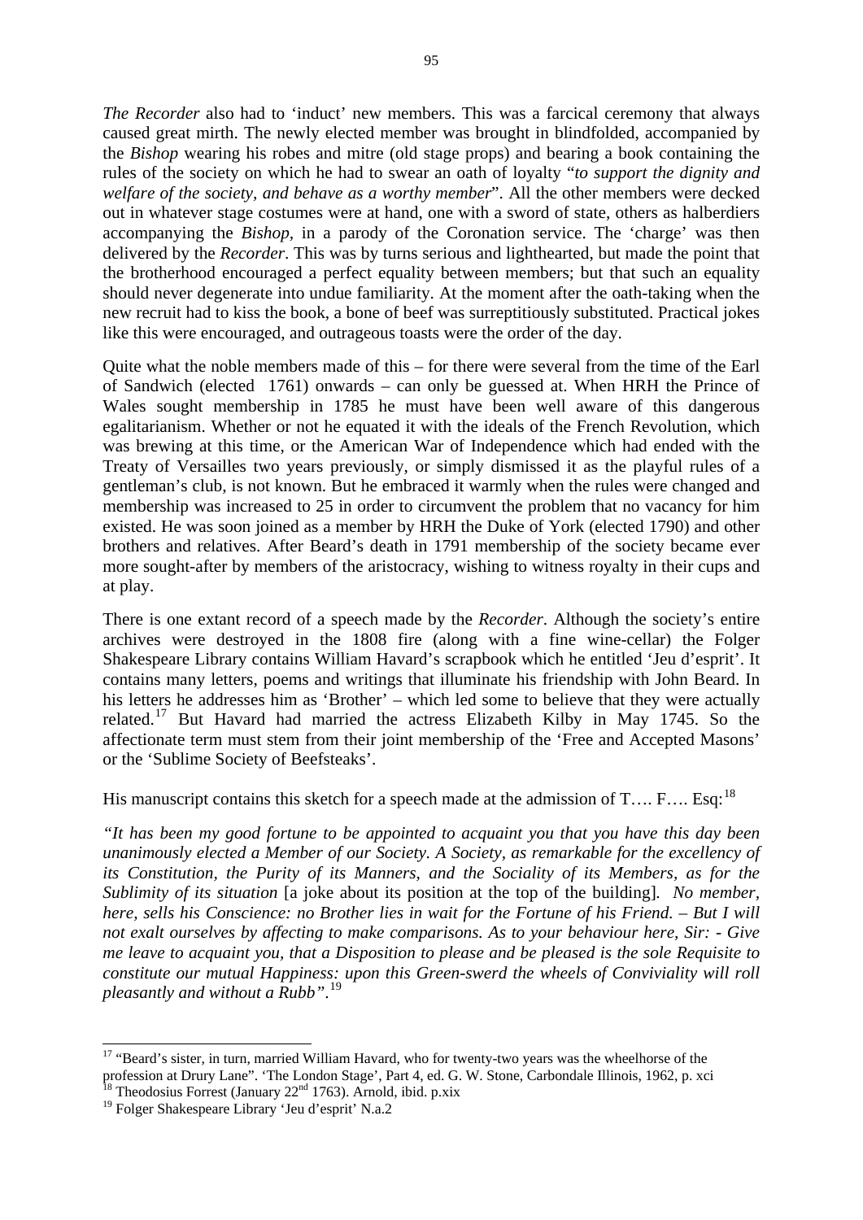*The Recorder* also had to 'induct' new members. This was a farcical ceremony that always caused great mirth. The newly elected member was brought in blindfolded, accompanied by the *Bishop* wearing his robes and mitre (old stage props) and bearing a book containing the rules of the society on which he had to swear an oath of loyalty "*to support the dignity and welfare of the society, and behave as a worthy member*". All the other members were decked out in whatever stage costumes were at hand, one with a sword of state, others as halberdiers accompanying the *Bishop,* in a parody of the Coronation service. The 'charge' was then delivered by the *Recorder.* This was by turns serious and lighthearted, but made the point that the brotherhood encouraged a perfect equality between members; but that such an equality should never degenerate into undue familiarity. At the moment after the oath-taking when the new recruit had to kiss the book, a bone of beef was surreptitiously substituted. Practical jokes like this were encouraged, and outrageous toasts were the order of the day.

Quite what the noble members made of this – for there were several from the time of the Earl of Sandwich (elected 1761) onwards – can only be guessed at. When HRH the Prince of Wales sought membership in 1785 he must have been well aware of this dangerous egalitarianism. Whether or not he equated it with the ideals of the French Revolution, which was brewing at this time, or the American War of Independence which had ended with the Treaty of Versailles two years previously, or simply dismissed it as the playful rules of a gentleman's club, is not known. But he embraced it warmly when the rules were changed and membership was increased to 25 in order to circumvent the problem that no vacancy for him existed. He was soon joined as a member by HRH the Duke of York (elected 1790) and other brothers and relatives. After Beard's death in 1791 membership of the society became ever more sought-after by members of the aristocracy, wishing to witness royalty in their cups and at play.

There is one extant record of a speech made by the *Recorder*. Although the society's entire archives were destroyed in the 1808 fire (along with a fine wine-cellar) the Folger Shakespeare Library contains William Havard's scrapbook which he entitled 'Jeu d'esprit'. It contains many letters, poems and writings that illuminate his friendship with John Beard. In his letters he addresses him as 'Brother' – which led some to believe that they were actually related.[17] But Havard had married the actress Elizabeth Kilby in May 1745. So the affectionate term must stem from their joint membership of the 'Free and Accepted Masons' or the 'Sublime Society of Beefsteaks'.

His manuscript contains this sketch for a speech made at the admission of T…. F…. Esq:[18]

*"It has been my good fortune to be appointed to acquaint you that you have this day been unanimously elected a Member of our Society. A Society, as remarkable for the excellency of its Constitution, the Purity of its Manners, and the Sociality of its Members, as for the Sublimity of its situation* [a joke about its position at the top of the building]*. No member, here, sells his Conscience: no Brother lies in wait for the Fortune of his Friend. – But I will not exalt ourselves by affecting to make comparisons. As to your behaviour here, Sir: - Give me leave to acquaint you, that a Disposition to please and be pleased is the sole Requisite to constitute our mutual Happiness: upon this Green-swerd the wheels of Conviviality will roll pleasantly and without a Rubb".*[19]

---

[17] "Beard's sister, in turn, married William Havard, who for twenty-two years was the wheelhorse of the profession at Drury Lane". 'The London Stage', Part 4, ed. G. W. Stone, Carbondale Illinois, 1962, p. xci

[18] Theodosius Forrest (January 22nd 1763). Arnold, ibid. p.xix

[19] Folger Shakespeare Library 'Jeu d'esprit' N.a.2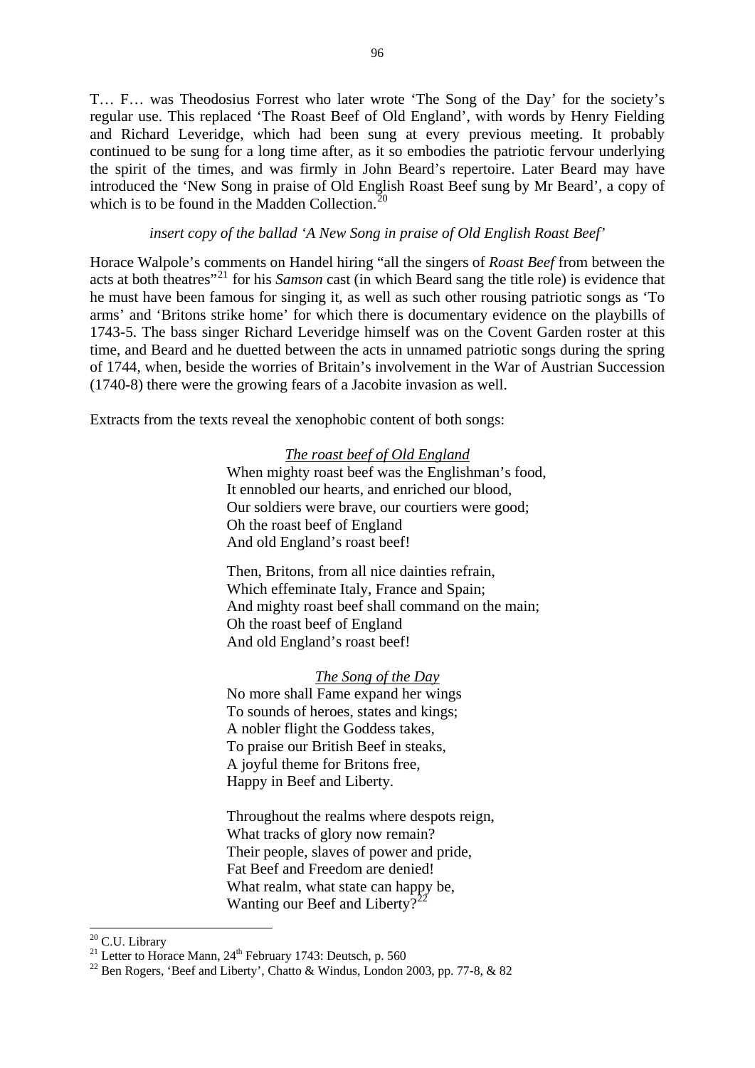T… F… was Theodosius Forrest who later wrote 'The Song of the Day' for the society's regular use. This replaced 'The Roast Beef of Old England', with words by Henry Fielding and Richard Leveridge, which had been sung at every previous meeting. It probably continued to be sung for a long time after, as it so embodies the patriotic fervour underlying the spirit of the times, and was firmly in John Beard's repertoire. Later Beard may have introduced the 'New Song in praise of Old English Roast Beef sung by Mr Beard', a copy of which is to be found in the Madden Collection.[20]

*insert copy of the ballad 'A New Song in praise of Old English Roast Beef'*

Horace Walpole's comments on Handel hiring "all the singers of *Roast Beef* from between the acts at both theatres"[21] for his *Samson* cast (in which Beard sang the title role) is evidence that he must have been famous for singing it, as well as such other rousing patriotic songs as 'To arms' and 'Britons strike home' for which there is documentary evidence on the playbills of 1743-5. The bass singer Richard Leveridge himself was on the Covent Garden roster at this time, and Beard and he duetted between the acts in unnamed patriotic songs during the spring of 1744, when, beside the worries of Britain's involvement in the War of Austrian Succession (1740-8) there were the growing fears of a Jacobite invasion as well.

Extracts from the texts reveal the xenophobic content of both songs:

<u>The roast beef of Old England</u>

When mighty roast beef was the Englishman's food,
It ennobled our hearts, and enriched our blood,
Our soldiers were brave, our courtiers were good;
Oh the roast beef of England
And old England's roast beef!

Then, Britons, from all nice dainties refrain,
Which effeminate Italy, France and Spain;
And mighty roast beef shall command on the main;
Oh the roast beef of England
And old England's roast beef!

<u>The Song of the Day</u>

No more shall Fame expand her wings
To sounds of heroes, states and kings;
A nobler flight the Goddess takes,
To praise our British Beef in steaks,
A joyful theme for Britons free,
Happy in Beef and Liberty.

Throughout the realms where despots reign,
What tracks of glory now remain?
Their people, slaves of power and pride,
Fat Beef and Freedom are denied!
What realm, what state can happy be,
Wanting our Beef and Liberty?[22]

---

[20] C.U. Library

[21] Letter to Horace Mann, 24th February 1743: Deutsch, p. 560

[22] Ben Rogers, 'Beef and Liberty', Chatto & Windus, London 2003, pp. 77-8, & 82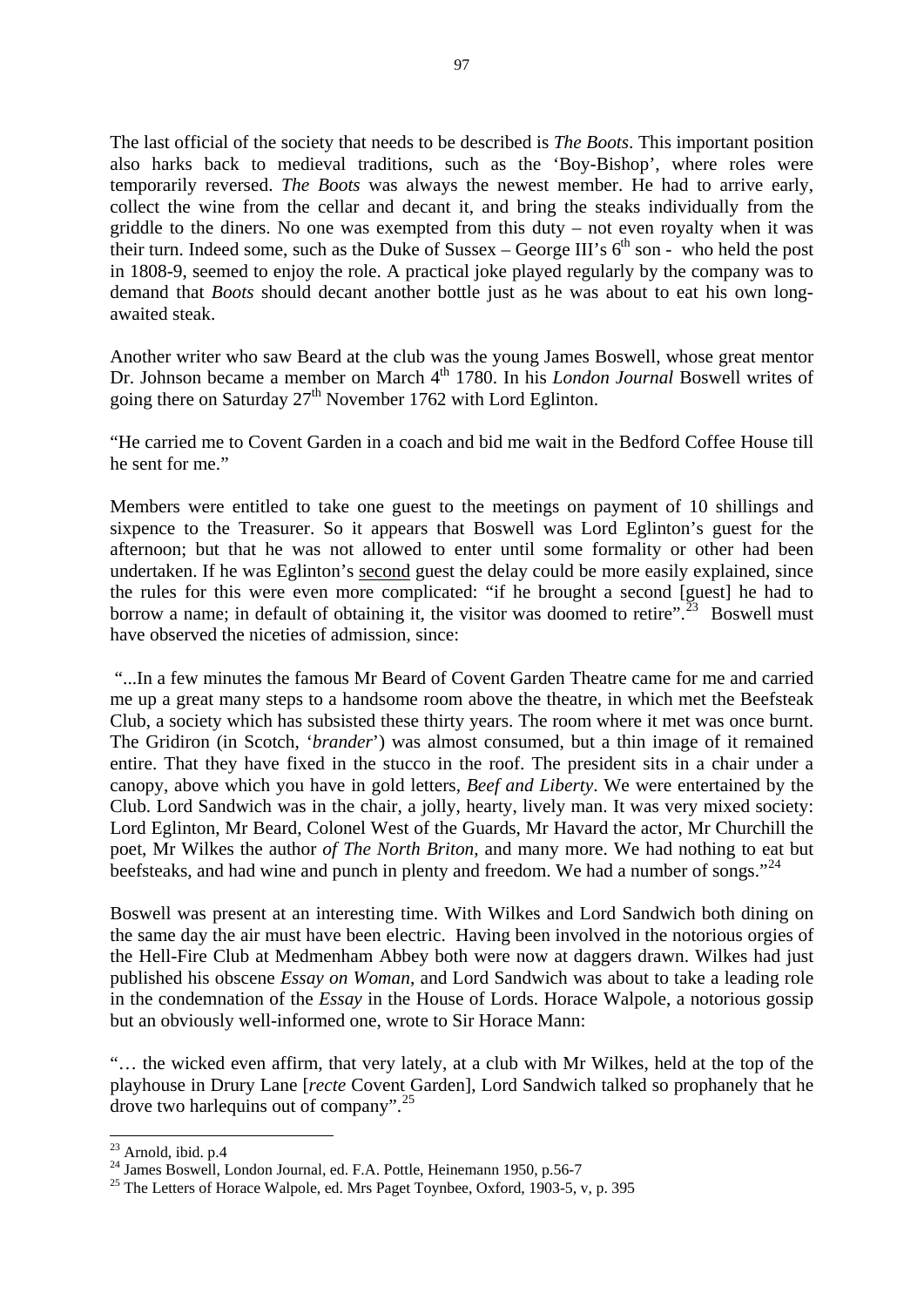The last official of the society that needs to be described is *The Boots*. This important position also harks back to medieval traditions, such as the 'Boy-Bishop', where roles were temporarily reversed. *The Boots* was always the newest member. He had to arrive early, collect the wine from the cellar and decant it, and bring the steaks individually from the griddle to the diners. No one was exempted from this duty – not even royalty when it was their turn. Indeed some, such as the Duke of Sussex – George III's 6th son - who held the post in 1808-9, seemed to enjoy the role. A practical joke played regularly by the company was to demand that *Boots* should decant another bottle just as he was about to eat his own long-awaited steak.

Another writer who saw Beard at the club was the young James Boswell, whose great mentor Dr. Johnson became a member on March 4th 1780. In his *London Journal* Boswell writes of going there on Saturday 27th November 1762 with Lord Eglinton.

"He carried me to Covent Garden in a coach and bid me wait in the Bedford Coffee House till he sent for me."

Members were entitled to take one guest to the meetings on payment of 10 shillings and sixpence to the Treasurer. So it appears that Boswell was Lord Eglinton's guest for the afternoon; but that he was not allowed to enter until some formality or other had been undertaken. If he was Eglinton's <u>second</u> guest the delay could be more easily explained, since the rules for this were even more complicated: "if he brought a second [guest] he had to borrow a name; in default of obtaining it, the visitor was doomed to retire".[23] Boswell must have observed the niceties of admission, since:

"...In a few minutes the famous Mr Beard of Covent Garden Theatre came for me and carried me up a great many steps to a handsome room above the theatre, in which met the Beefsteak Club, a society which has subsisted these thirty years. The room where it met was once burnt. The Gridiron (in Scotch, '*brander*') was almost consumed, but a thin image of it remained entire. That they have fixed in the stucco in the roof. The president sits in a chair under a canopy, above which you have in gold letters, *Beef and Liberty*. We were entertained by the Club. Lord Sandwich was in the chair, a jolly, hearty, lively man. It was very mixed society: Lord Eglinton, Mr Beard, Colonel West of the Guards, Mr Havard the actor, Mr Churchill the poet, Mr Wilkes the author *of The North Briton*, and many more. We had nothing to eat but beefsteaks, and had wine and punch in plenty and freedom. We had a number of songs."[24]

Boswell was present at an interesting time. With Wilkes and Lord Sandwich both dining on the same day the air must have been electric. Having been involved in the notorious orgies of the Hell-Fire Club at Medmenham Abbey both were now at daggers drawn. Wilkes had just published his obscene *Essay on Woman*, and Lord Sandwich was about to take a leading role in the condemnation of the *Essay* in the House of Lords. Horace Walpole, a notorious gossip but an obviously well-informed one, wrote to Sir Horace Mann:

"… the wicked even affirm, that very lately, at a club with Mr Wilkes, held at the top of the playhouse in Drury Lane [*recte* Covent Garden], Lord Sandwich talked so prophanely that he drove two harlequins out of company".[25]

---

[23] Arnold, ibid. p.4

[24] James Boswell, London Journal, ed. F.A. Pottle, Heinemann 1950, p.56-7

[25] The Letters of Horace Walpole, ed. Mrs Paget Toynbee, Oxford, 1903-5, v, p. 395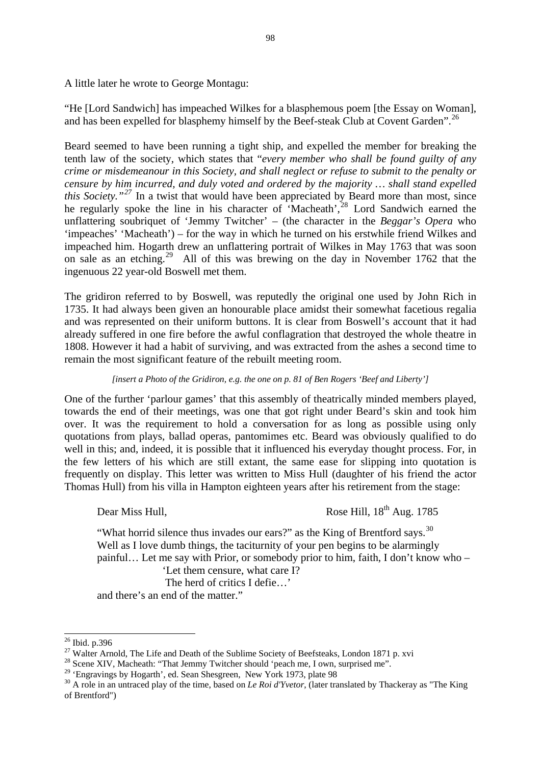A little later he wrote to George Montagu:

"He [Lord Sandwich] has impeached Wilkes for a blasphemous poem [the Essay on Woman], and has been expelled for blasphemy himself by the Beef-steak Club at Covent Garden".[26]

Beard seemed to have been running a tight ship, and expelled the member for breaking the tenth law of the society, which states that "*every member who shall be found guilty of any crime or misdemeanour in this Society, and shall neglect or refuse to submit to the penalty or censure by him incurred, and duly voted and ordered by the majority … shall stand expelled this Society."*[27] In a twist that would have been appreciated by Beard more than most, since he regularly spoke the line in his character of 'Macheath',[28] Lord Sandwich earned the unflattering soubriquet of 'Jemmy Twitcher' – (the character in the *Beggar's Opera* who 'impeaches' 'Macheath') – for the way in which he turned on his erstwhile friend Wilkes and impeached him. Hogarth drew an unflattering portrait of Wilkes in May 1763 that was soon on sale as an etching.[29] All of this was brewing on the day in November 1762 that the ingenuous 22 year-old Boswell met them.

The gridiron referred to by Boswell, was reputedly the original one used by John Rich in 1735. It had always been given an honourable place amidst their somewhat facetious regalia and was represented on their uniform buttons. It is clear from Boswell's account that it had already suffered in one fire before the awful conflagration that destroyed the whole theatre in 1808. However it had a habit of surviving, and was extracted from the ashes a second time to remain the most significant feature of the rebuilt meeting room.

*[insert a Photo of the Gridiron, e.g. the one on p. 81 of Ben Rogers 'Beef and Liberty']*

One of the further 'parlour games' that this assembly of theatrically minded members played, towards the end of their meetings, was one that got right under Beard's skin and took him over. It was the requirement to hold a conversation for as long as possible using only quotations from plays, ballad operas, pantomimes etc. Beard was obviously qualified to do well in this; and, indeed, it is possible that it influenced his everyday thought process. For, in the few letters of his which are still extant, the same ease for slipping into quotation is frequently on display. This letter was written to Miss Hull (daughter of his friend the actor Thomas Hull) from his villa in Hampton eighteen years after his retirement from the stage:

> Dear Miss Hull, Rose Hill, 18th Aug. 1785
>
> "What horrid silence thus invades our ears?" as the King of Brentford says.[30]
> Well as I love dumb things, the taciturnity of your pen begins to be alarmingly painful… Let me say with Prior, or somebody prior to him, faith, I don't know who –
>
> 'Let them censure, what care I?
> The herd of critics I defie…'
>
> and there's an end of the matter."

---

[26] Ibid. p.396

[27] Walter Arnold, The Life and Death of the Sublime Society of Beefsteaks, London 1871 p. xvi

[28] Scene XIV, Macheath: "That Jemmy Twitcher should 'peach me, I own, surprised me".

[29] 'Engravings by Hogarth', ed. Sean Shesgreen, New York 1973, plate 98

[30] A role in an untraced play of the time, based on *Le Roi d'Yvetor*, (later translated by Thackeray as "The King of Brentford")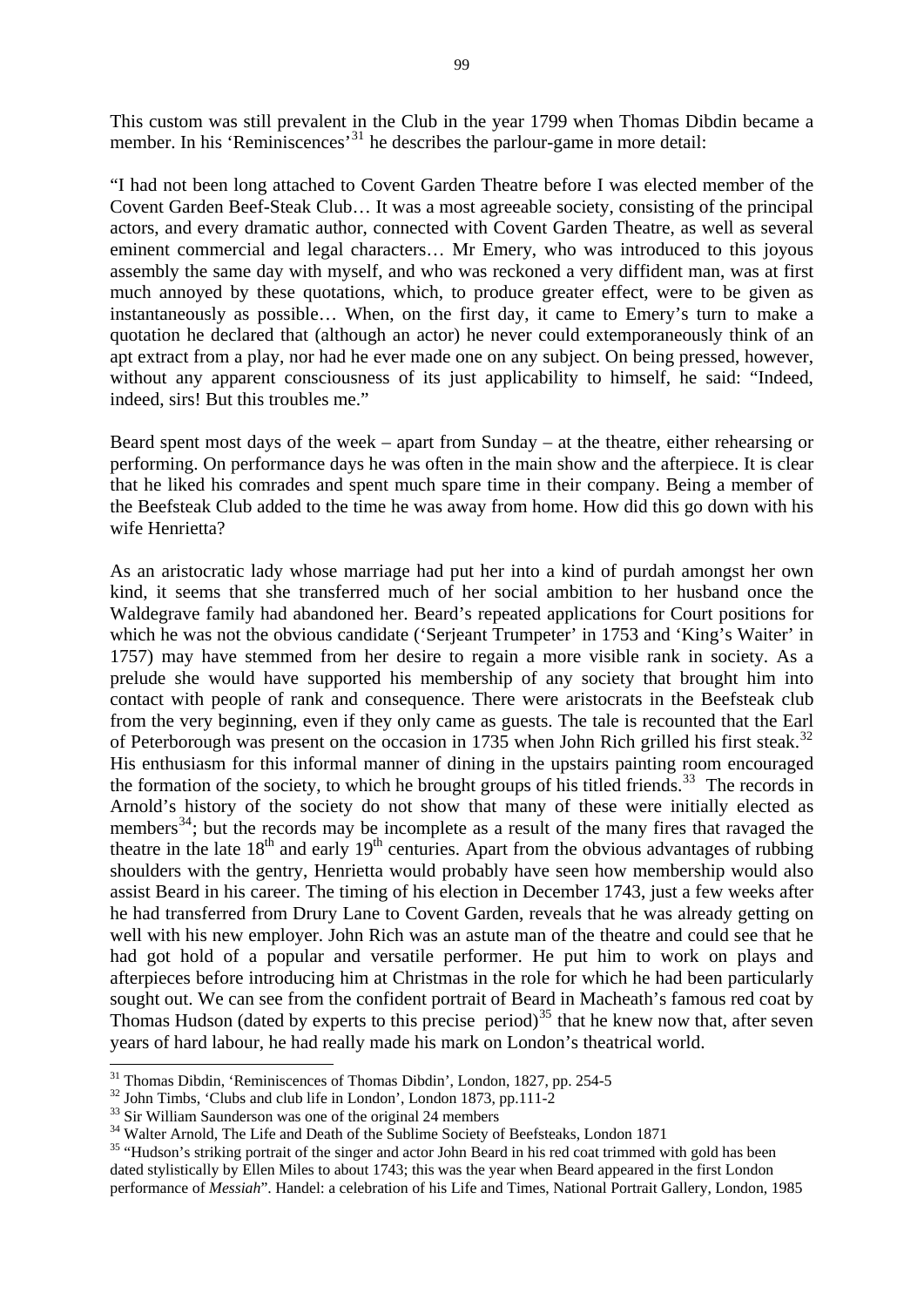This custom was still prevalent in the Club in the year 1799 when Thomas Dibdin became a member. In his 'Reminiscences'[31] he describes the parlour-game in more detail:

"I had not been long attached to Covent Garden Theatre before I was elected member of the Covent Garden Beef-Steak Club… It was a most agreeable society, consisting of the principal actors, and every dramatic author, connected with Covent Garden Theatre, as well as several eminent commercial and legal characters… Mr Emery, who was introduced to this joyous assembly the same day with myself, and who was reckoned a very diffident man, was at first much annoyed by these quotations, which, to produce greater effect, were to be given as instantaneously as possible… When, on the first day, it came to Emery's turn to make a quotation he declared that (although an actor) he never could extemporaneously think of an apt extract from a play, nor had he ever made one on any subject. On being pressed, however, without any apparent consciousness of its just applicability to himself, he said: "Indeed, indeed, sirs! But this troubles me."

Beard spent most days of the week – apart from Sunday – at the theatre, either rehearsing or performing. On performance days he was often in the main show and the afterpiece. It is clear that he liked his comrades and spent much spare time in their company. Being a member of the Beefsteak Club added to the time he was away from home. How did this go down with his wife Henrietta?

As an aristocratic lady whose marriage had put her into a kind of purdah amongst her own kind, it seems that she transferred much of her social ambition to her husband once the Waldegrave family had abandoned her. Beard's repeated applications for Court positions for which he was not the obvious candidate ('Serjeant Trumpeter' in 1753 and 'King's Waiter' in 1757) may have stemmed from her desire to regain a more visible rank in society. As a prelude she would have supported his membership of any society that brought him into contact with people of rank and consequence. There were aristocrats in the Beefsteak club from the very beginning, even if they only came as guests. The tale is recounted that the Earl of Peterborough was present on the occasion in 1735 when John Rich grilled his first steak.[32] His enthusiasm for this informal manner of dining in the upstairs painting room encouraged the formation of the society, to which he brought groups of his titled friends.[33] The records in Arnold's history of the society do not show that many of these were initially elected as members[34]; but the records may be incomplete as a result of the many fires that ravaged the theatre in the late 18th and early 19th centuries. Apart from the obvious advantages of rubbing shoulders with the gentry, Henrietta would probably have seen how membership would also assist Beard in his career. The timing of his election in December 1743, just a few weeks after he had transferred from Drury Lane to Covent Garden, reveals that he was already getting on well with his new employer. John Rich was an astute man of the theatre and could see that he had got hold of a popular and versatile performer. He put him to work on plays and afterpieces before introducing him at Christmas in the role for which he had been particularly sought out. We can see from the confident portrait of Beard in Macheath's famous red coat by Thomas Hudson (dated by experts to this precise period)[35] that he knew now that, after seven years of hard labour, he had really made his mark on London's theatrical world.

---

[31] Thomas Dibdin, 'Reminiscences of Thomas Dibdin', London, 1827, pp. 254-5

[32] John Timbs, 'Clubs and club life in London', London 1873, pp.111-2

[33] Sir William Saunderson was one of the original 24 members

[34] Walter Arnold, The Life and Death of the Sublime Society of Beefsteaks, London 1871

[35] "Hudson's striking portrait of the singer and actor John Beard in his red coat trimmed with gold has been dated stylistically by Ellen Miles to about 1743; this was the year when Beard appeared in the first London performance of *Messiah*". Handel: a celebration of his Life and Times, National Portrait Gallery, London, 1985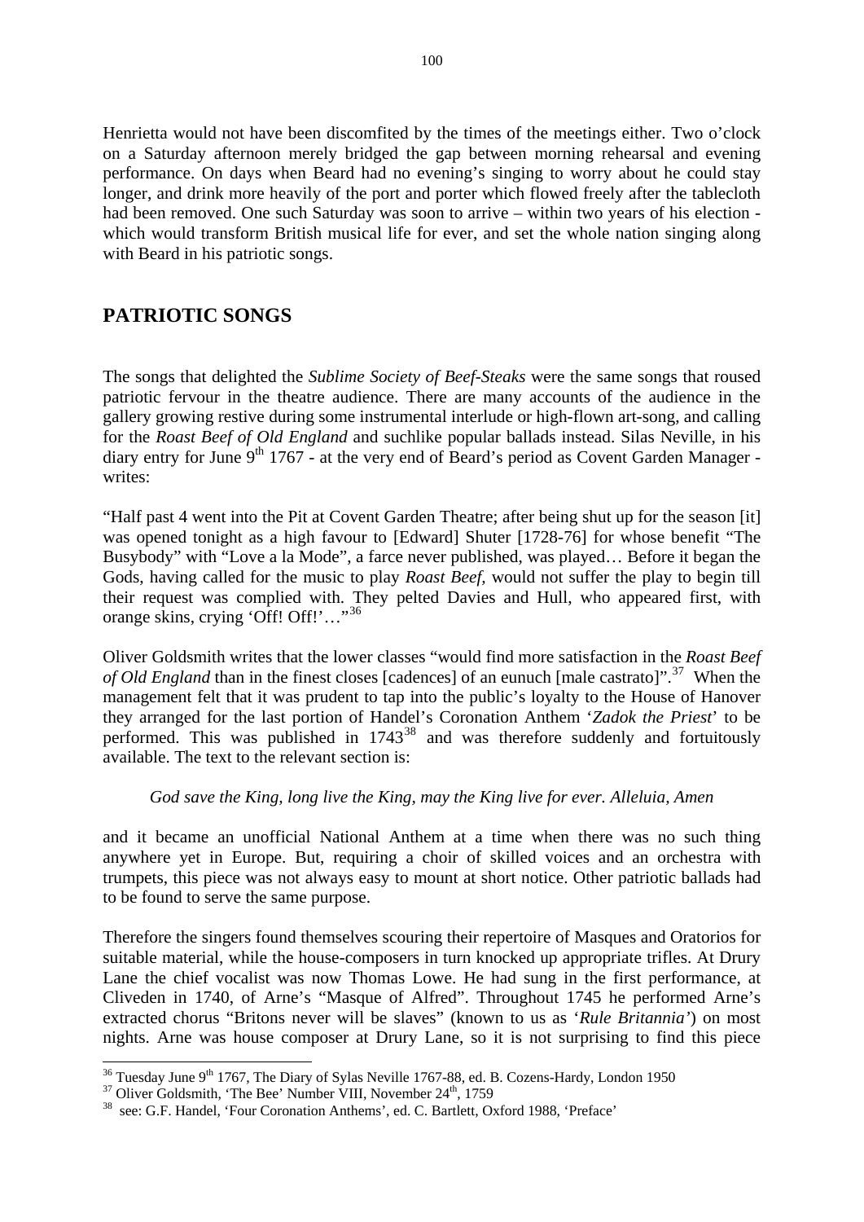Henrietta would not have been discomfited by the times of the meetings either. Two o'clock on a Saturday afternoon merely bridged the gap between morning rehearsal and evening performance. On days when Beard had no evening's singing to worry about he could stay longer, and drink more heavily of the port and porter which flowed freely after the tablecloth had been removed. One such Saturday was soon to arrive – within two years of his election - which would transform British musical life for ever, and set the whole nation singing along with Beard in his patriotic songs.

## PATRIOTIC SONGS

The songs that delighted the *Sublime Society of Beef-Steaks* were the same songs that roused patriotic fervour in the theatre audience. There are many accounts of the audience in the gallery growing restive during some instrumental interlude or high-flown art-song, and calling for the *Roast Beef of Old England* and suchlike popular ballads instead. Silas Neville, in his diary entry for June 9th 1767 - at the very end of Beard's period as Covent Garden Manager - writes:

"Half past 4 went into the Pit at Covent Garden Theatre; after being shut up for the season [it] was opened tonight as a high favour to [Edward] Shuter [1728-76] for whose benefit "The Busybody" with "Love a la Mode", a farce never published, was played… Before it began the Gods, having called for the music to play *Roast Beef*, would not suffer the play to begin till their request was complied with. They pelted Davies and Hull, who appeared first, with orange skins, crying 'Off! Off!'…"[36]

Oliver Goldsmith writes that the lower classes "would find more satisfaction in the *Roast Beef of Old England* than in the finest closes [cadences] of an eunuch [male castrato]".[37] When the management felt that it was prudent to tap into the public's loyalty to the House of Hanover they arranged for the last portion of Handel's Coronation Anthem '*Zadok the Priest*' to be performed. This was published in 1743[38] and was therefore suddenly and fortuitously available. The text to the relevant section is:

> *God save the King, long live the King, may the King live for ever. Alleluia, Amen*

and it became an unofficial National Anthem at a time when there was no such thing anywhere yet in Europe. But, requiring a choir of skilled voices and an orchestra with trumpets, this piece was not always easy to mount at short notice. Other patriotic ballads had to be found to serve the same purpose.

Therefore the singers found themselves scouring their repertoire of Masques and Oratorios for suitable material, while the house-composers in turn knocked up appropriate trifles. At Drury Lane the chief vocalist was now Thomas Lowe. He had sung in the first performance, at Cliveden in 1740, of Arne's "Masque of Alfred". Throughout 1745 he performed Arne's extracted chorus "Britons never will be slaves" (known to us as '*Rule Britannia*') on most nights. Arne was house composer at Drury Lane, so it is not surprising to find this piece

---

[36] Tuesday June 9th 1767, The Diary of Sylas Neville 1767-88, ed. B. Cozens-Hardy, London 1950

[37] Oliver Goldsmith, 'The Bee' Number VIII, November 24th, 1759

[38] see: G.F. Handel, 'Four Coronation Anthems', ed. C. Bartlett, Oxford 1988, 'Preface'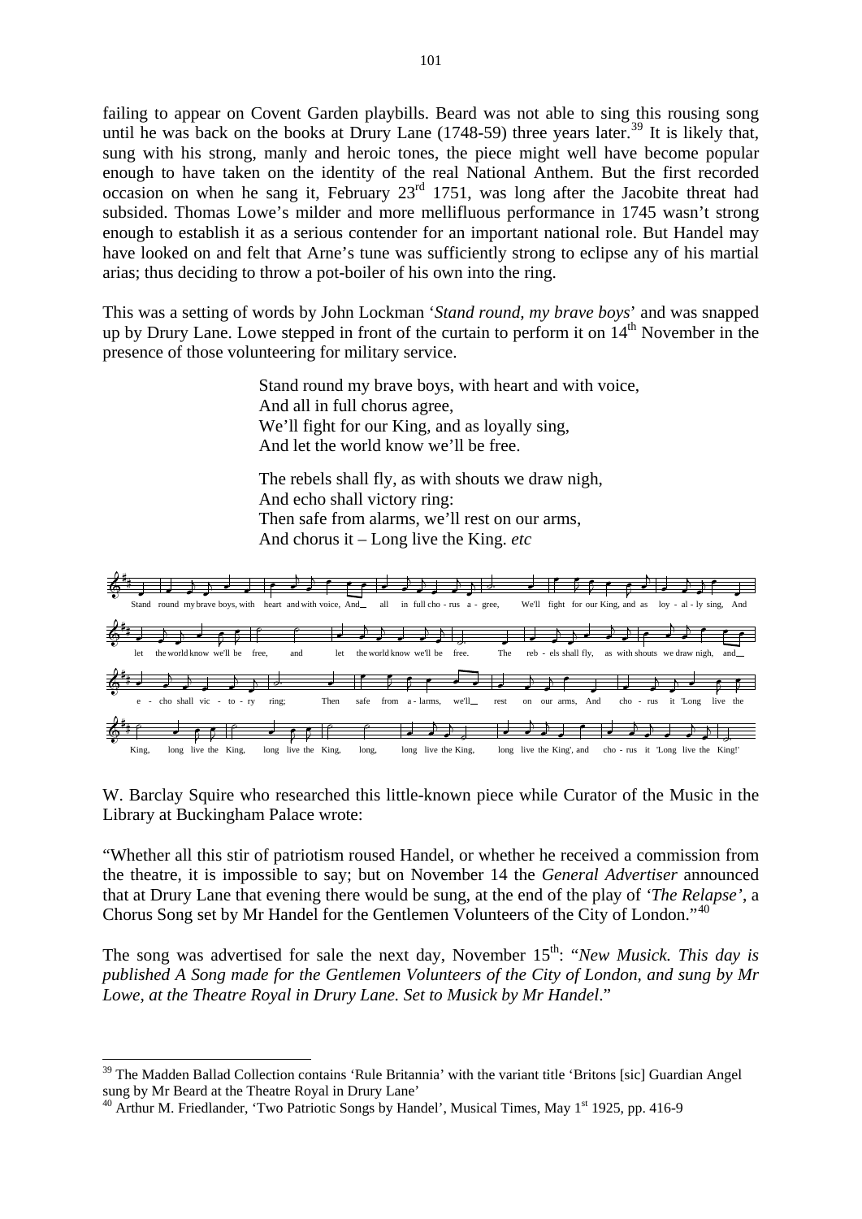failing to appear on Covent Garden playbills. Beard was not able to sing this rousing song until he was back on the books at Drury Lane (1748-59) three years later.[39] It is likely that, sung with his strong, manly and heroic tones, the piece might well have become popular enough to have taken on the identity of the real National Anthem. But the first recorded occasion on when he sang it, February 23rd 1751, was long after the Jacobite threat had subsided. Thomas Lowe's milder and more mellifluous performance in 1745 wasn't strong enough to establish it as a serious contender for an important national role. But Handel may have looked on and felt that Arne's tune was sufficiently strong to eclipse any of his martial arias; thus deciding to throw a pot-boiler of his own into the ring.

This was a setting of words by John Lockman '*Stand round, my brave boys*' and was snapped up by Drury Lane. Lowe stepped in front of the curtain to perform it on 14th November in the presence of those volunteering for military service.

> Stand round my brave boys, with heart and with voice,
> And all in full chorus agree,
> We'll fight for our King, and as loyally sing,
> And let the world know we'll be free.
>
> The rebels shall fly, as with shouts we draw nigh,
> And echo shall victory ring:
> Then safe from alarms, we'll rest on our arms,
> And chorus it – Long live the King. *etc*

Stand round my brave boys, with heart and with voice, And all in full cho - rus a - gree, We'll fight for our King, and as loy - al - ly sing, And let the world know we'll be free, and let the world know we'll be free. The reb - els shall fly, as with shouts we draw nigh, and e - cho shall vic - to - ry ring; Then safe from a - larms, we'll rest on our arms, And cho - rus it 'Long live the King, long live the King, long live the King, long, long live the King, long live the King', and cho - rus it 'Long live the King!'

W. Barclay Squire who researched this little-known piece while Curator of the Music in the Library at Buckingham Palace wrote:

"Whether all this stir of patriotism roused Handel, or whether he received a commission from the theatre, it is impossible to say; but on November 14 the *General Advertiser* announced that at Drury Lane that evening there would be sung, at the end of the play of *'The Relapse'*, a Chorus Song set by Mr Handel for the Gentlemen Volunteers of the City of London."[40]

The song was advertised for sale the next day, November 15th: "*New Musick. This day is published A Song made for the Gentlemen Volunteers of the City of London, and sung by Mr Lowe, at the Theatre Royal in Drury Lane. Set to Musick by Mr Handel*."

---

[39] The Madden Ballad Collection contains 'Rule Britannia' with the variant title 'Britons [sic] Guardian Angel sung by Mr Beard at the Theatre Royal in Drury Lane'

[40] Arthur M. Friedlander, 'Two Patriotic Songs by Handel', Musical Times, May 1st 1925, pp. 416-9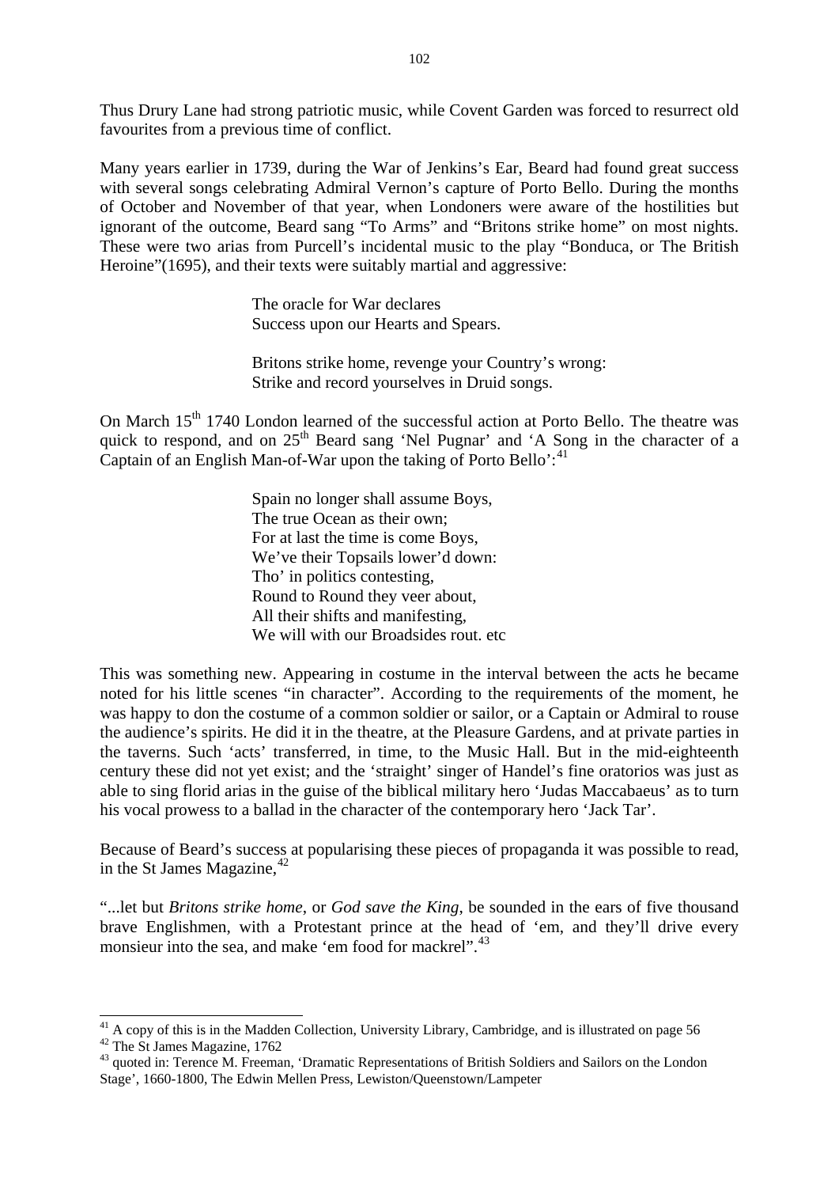Thus Drury Lane had strong patriotic music, while Covent Garden was forced to resurrect old favourites from a previous time of conflict.

Many years earlier in 1739, during the War of Jenkins's Ear, Beard had found great success with several songs celebrating Admiral Vernon's capture of Porto Bello. During the months of October and November of that year, when Londoners were aware of the hostilities but ignorant of the outcome, Beard sang "To Arms" and "Britons strike home" on most nights. These were two arias from Purcell's incidental music to the play "Bonduca, or The British Heroine"(1695), and their texts were suitably martial and aggressive:

> The oracle for War declares
> Success upon our Hearts and Spears.
>
> Britons strike home, revenge your Country's wrong:
> Strike and record yourselves in Druid songs.

On March 15th 1740 London learned of the successful action at Porto Bello. The theatre was quick to respond, and on 25th Beard sang 'Nel Pugnar' and 'A Song in the character of a Captain of an English Man-of-War upon the taking of Porto Bello':[41]

> Spain no longer shall assume Boys,
> The true Ocean as their own;
> For at last the time is come Boys,
> We've their Topsails lower'd down:
> Tho' in politics contesting,
> Round to Round they veer about,
> All their shifts and manifesting,
> We will with our Broadsides rout. etc

This was something new. Appearing in costume in the interval between the acts he became noted for his little scenes "in character". According to the requirements of the moment, he was happy to don the costume of a common soldier or sailor, or a Captain or Admiral to rouse the audience's spirits. He did it in the theatre, at the Pleasure Gardens, and at private parties in the taverns. Such 'acts' transferred, in time, to the Music Hall. But in the mid-eighteenth century these did not yet exist; and the 'straight' singer of Handel's fine oratorios was just as able to sing florid arias in the guise of the biblical military hero 'Judas Maccabaeus' as to turn his vocal prowess to a ballad in the character of the contemporary hero 'Jack Tar'.

Because of Beard's success at popularising these pieces of propaganda it was possible to read, in the St James Magazine,[42]

"...let but *Britons strike home*, or *God save the King*, be sounded in the ears of five thousand brave Englishmen, with a Protestant prince at the head of 'em, and they'll drive every monsieur into the sea, and make 'em food for mackrel".[43]

---

[41] A copy of this is in the Madden Collection, University Library, Cambridge, and is illustrated on page 56

[42] The St James Magazine, 1762

[43] quoted in: Terence M. Freeman, 'Dramatic Representations of British Soldiers and Sailors on the London Stage', 1660-1800, The Edwin Mellen Press, Lewiston/Queenstown/Lampeter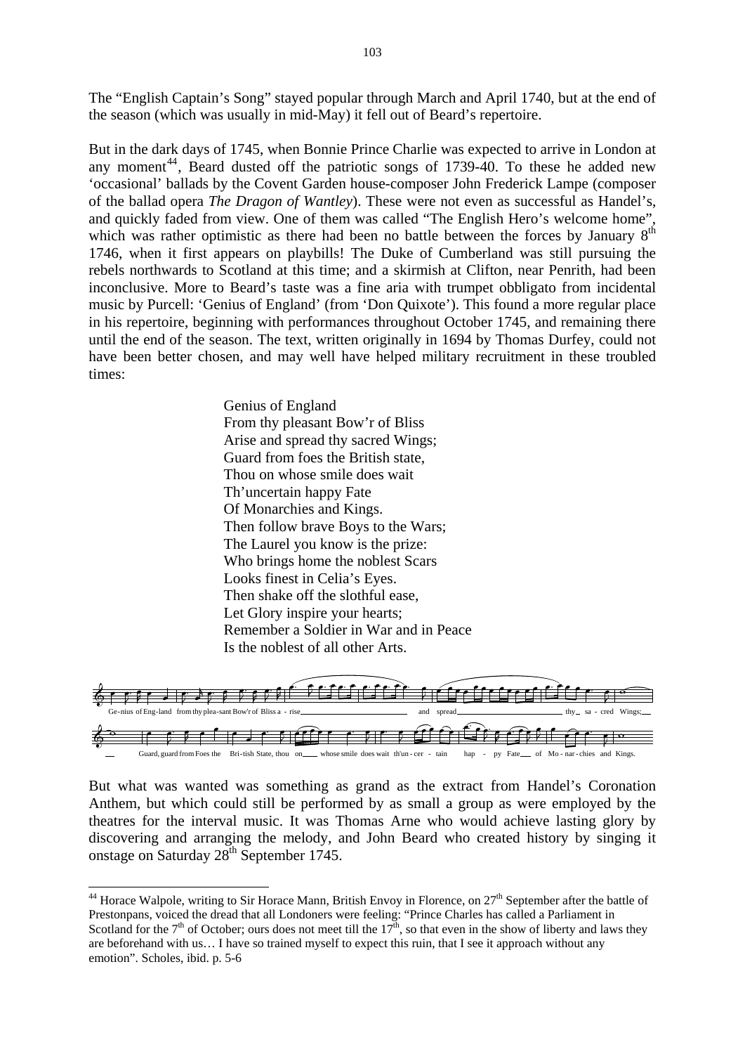The "English Captain's Song" stayed popular through March and April 1740, but at the end of the season (which was usually in mid-May) it fell out of Beard's repertoire.

But in the dark days of 1745, when Bonnie Prince Charlie was expected to arrive in London at any moment[44], Beard dusted off the patriotic songs of 1739-40. To these he added new 'occasional' ballads by the Covent Garden house-composer John Frederick Lampe (composer of the ballad opera *The Dragon of Wantley*). These were not even as successful as Handel's, and quickly faded from view. One of them was called "The English Hero's welcome home", which was rather optimistic as there had been no battle between the forces by January 8th 1746, when it first appears on playbills! The Duke of Cumberland was still pursuing the rebels northwards to Scotland at this time; and a skirmish at Clifton, near Penrith, had been inconclusive. More to Beard's taste was a fine aria with trumpet obbligato from incidental music by Purcell: 'Genius of England' (from 'Don Quixote'). This found a more regular place in his repertoire, beginning with performances throughout October 1745, and remaining there until the end of the season. The text, written originally in 1694 by Thomas Durfey, could not have been better chosen, and may well have helped military recruitment in these troubled times:

> Genius of England
> From thy pleasant Bow'r of Bliss
> Arise and spread thy sacred Wings;
> Guard from foes the British state,
> Thou on whose smile does wait
> Th'uncertain happy Fate
> Of Monarchies and Kings.
> Then follow brave Boys to the Wars;
> The Laurel you know is the prize:
> Who brings home the noblest Scars
> Looks finest in Celia's Eyes.
> Then shake off the slothful ease,
> Let Glory inspire your hearts;
> Remember a Soldier in War and in Peace
> Is the noblest of all other Arts.

Ge-nius of Eng-land from thy plea-sant Bow'r of Bliss a - rise and spread thy sa - cred Wings; Guard, guard from Foes the Bri-tish State, thou on whose smile does wait th'un-cer - tain hap - py Fate of Mo-nar-chies and Kings.

But what was wanted was something as grand as the extract from Handel's Coronation Anthem, but which could still be performed by as small a group as were employed by the theatres for the interval music. It was Thomas Arne who would achieve lasting glory by discovering and arranging the melody, and John Beard who created history by singing it onstage on Saturday 28th September 1745.

---

[44] Horace Walpole, writing to Sir Horace Mann, British Envoy in Florence, on 27th September after the battle of Prestonpans, voiced the dread that all Londoners were feeling: "Prince Charles has called a Parliament in Scotland for the 7th of October; ours does not meet till the 17th, so that even in the show of liberty and laws they are beforehand with us… I have so trained myself to expect this ruin, that I see it approach without any emotion". Scholes, ibid. p. 5-6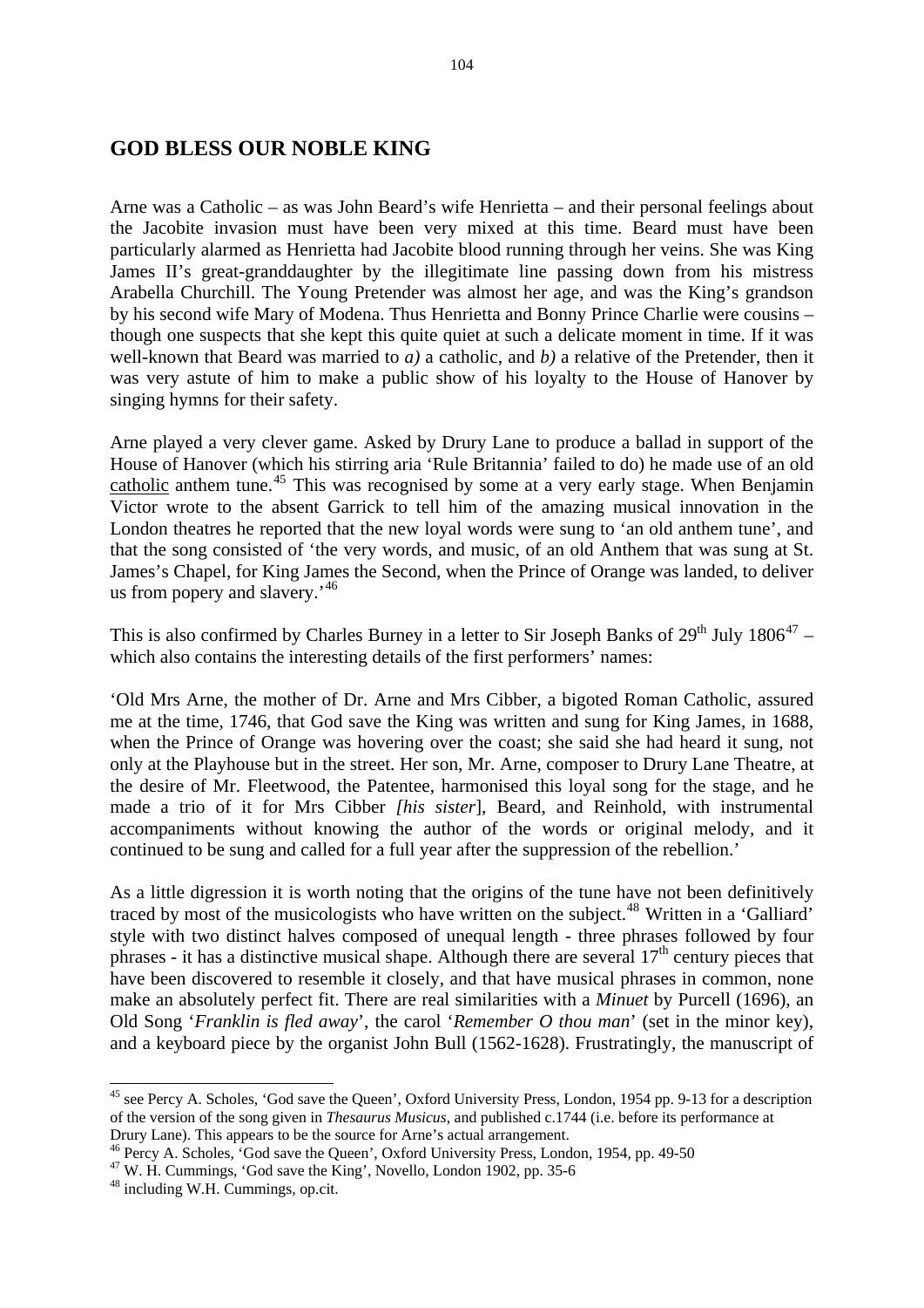## GOD BLESS OUR NOBLE KING

Arne was a Catholic – as was John Beard's wife Henrietta – and their personal feelings about the Jacobite invasion must have been very mixed at this time. Beard must have been particularly alarmed as Henrietta had Jacobite blood running through her veins. She was King James II's great-granddaughter by the illegitimate line passing down from his mistress Arabella Churchill. The Young Pretender was almost her age, and was the King's grandson by his second wife Mary of Modena. Thus Henrietta and Bonny Prince Charlie were cousins – though one suspects that she kept this quite quiet at such a delicate moment in time. If it was well-known that Beard was married to *a)* a catholic, and *b)* a relative of the Pretender, then it was very astute of him to make a public show of his loyalty to the House of Hanover by singing hymns for their safety.

Arne played a very clever game. Asked by Drury Lane to produce a ballad in support of the House of Hanover (which his stirring aria 'Rule Britannia' failed to do) he made use of an old catholic anthem tune.[45] This was recognised by some at a very early stage. When Benjamin Victor wrote to the absent Garrick to tell him of the amazing musical innovation in the London theatres he reported that the new loyal words were sung to 'an old anthem tune', and that the song consisted of 'the very words, and music, of an old Anthem that was sung at St. James's Chapel, for King James the Second, when the Prince of Orange was landed, to deliver us from popery and slavery.'[46]

This is also confirmed by Charles Burney in a letter to Sir Joseph Banks of 29th July 1806[47] – which also contains the interesting details of the first performers' names:

'Old Mrs Arne, the mother of Dr. Arne and Mrs Cibber, a bigoted Roman Catholic, assured me at the time, 1746, that God save the King was written and sung for King James, in 1688, when the Prince of Orange was hovering over the coast; she said she had heard it sung, not only at the Playhouse but in the street. Her son, Mr. Arne, composer to Drury Lane Theatre, at the desire of Mr. Fleetwood, the Patentee, harmonised this loyal song for the stage, and he made a trio of it for Mrs Cibber *[his sister]*, Beard, and Reinhold, with instrumental accompaniments without knowing the author of the words or original melody, and it continued to be sung and called for a full year after the suppression of the rebellion.'

As a little digression it is worth noting that the origins of the tune have not been definitively traced by most of the musicologists who have written on the subject.[48] Written in a 'Galliard' style with two distinct halves composed of unequal length - three phrases followed by four phrases - it has a distinctive musical shape. Although there are several 17th century pieces that have been discovered to resemble it closely, and that have musical phrases in common, none make an absolutely perfect fit. There are real similarities with a *Minuet* by Purcell (1696), an Old Song '*Franklin is fled away*', the carol '*Remember O thou man*' (set in the minor key), and a keyboard piece by the organist John Bull (1562-1628). Frustratingly, the manuscript of

---

[45] see Percy A. Scholes, 'God save the Queen', Oxford University Press, London, 1954 pp. 9-13 for a description of the version of the song given in *Thesaurus Musicus*, and published c.1744 (i.e. before its performance at Drury Lane). This appears to be the source for Arne's actual arrangement.

[46] Percy A. Scholes, 'God save the Queen', Oxford University Press, London, 1954, pp. 49-50

[47] W. H. Cummings, 'God save the King', Novello, London 1902, pp. 35-6

[48] including W.H. Cummings, op.cit.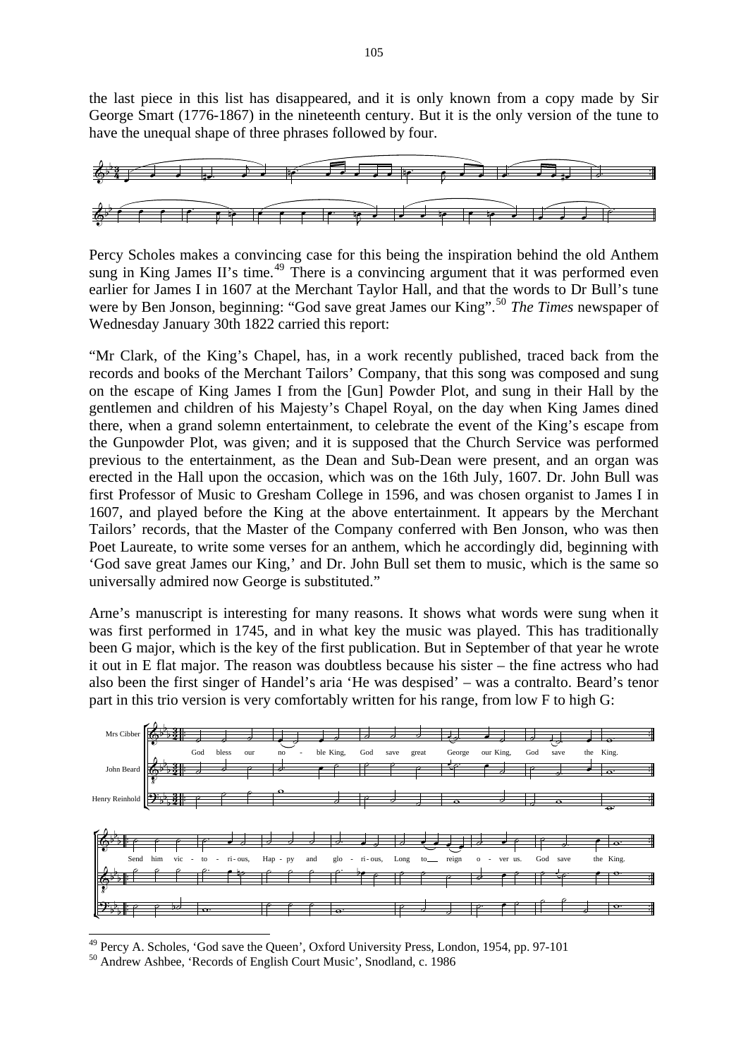the last piece in this list has disappeared, and it is only known from a copy made by Sir George Smart (1776-1867) in the nineteenth century. But it is the only version of the tune to have the unequal shape of three phrases followed by four.

Percy Scholes makes a convincing case for this being the inspiration behind the old Anthem sung in King James II's time.[49] There is a convincing argument that it was performed even earlier for James I in 1607 at the Merchant Taylor Hall, and that the words to Dr Bull's tune were by Ben Jonson, beginning: "God save great James our King".[50] *The Times* newspaper of Wednesday January 30th 1822 carried this report:

"Mr Clark, of the King's Chapel, has, in a work recently published, traced back from the records and books of the Merchant Tailors' Company, that this song was composed and sung on the escape of King James I from the [Gun] Powder Plot, and sung in their Hall by the gentlemen and children of his Majesty's Chapel Royal, on the day when King James dined there, when a grand solemn entertainment, to celebrate the event of the King's escape from the Gunpowder Plot, was given; and it is supposed that the Church Service was performed previous to the entertainment, as the Dean and Sub-Dean were present, and an organ was erected in the Hall upon the occasion, which was on the 16th July, 1607. Dr. John Bull was first Professor of Music to Gresham College in 1596, and was chosen organist to James I in 1607, and played before the King at the above entertainment. It appears by the Merchant Tailors' records, that the Master of the Company conferred with Ben Jonson, who was then Poet Laureate, to write some verses for an anthem, which he accordingly did, beginning with 'God save great James our King,' and Dr. John Bull set them to music, which is the same so universally admired now George is substituted."

Arne's manuscript is interesting for many reasons. It shows what words were sung when it was first performed in 1745, and in what key the music was played. This has traditionally been G major, which is the key of the first publication. But in September of that year he wrote it out in E flat major. The reason was doubtless because his sister – the fine actress who had also been the first singer of Handel's aria 'He was despised' – was a contralto. Beard's tenor part in this trio version is very comfortably written for his range, from low F to high G:

Mrs Cibber
John Beard
Henry Reinhold

God bless our no - ble King, God save great George our King, God save the King.

Send him vic - to - ri-ous, Hap - py and glo - ri-ous, Long to reign o - ver us. God save the King.

[49] Percy A. Scholes, 'God save the Queen', Oxford University Press, London, 1954, pp. 97-101

[50] Andrew Ashbee, 'Records of English Court Music', Snodland, c. 1986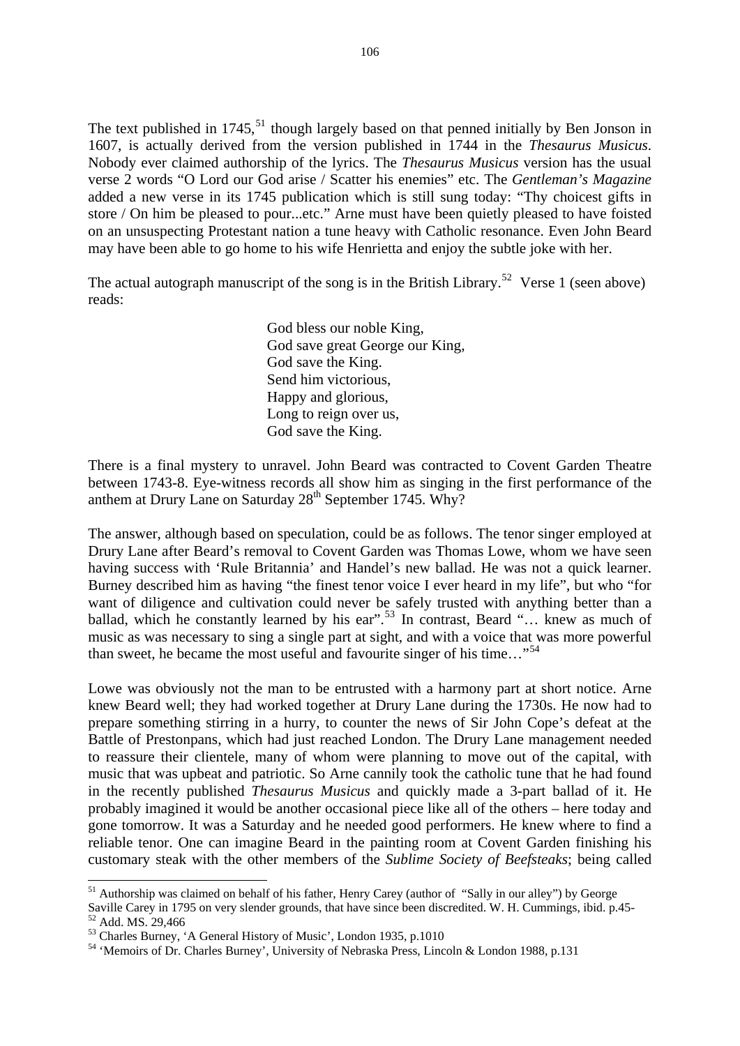The text published in 1745,[51] though largely based on that penned initially by Ben Jonson in 1607, is actually derived from the version published in 1744 in the *Thesaurus Musicus*. Nobody ever claimed authorship of the lyrics. The *Thesaurus Musicus* version has the usual verse 2 words "O Lord our God arise / Scatter his enemies" etc. The *Gentleman's Magazine* added a new verse in its 1745 publication which is still sung today: "Thy choicest gifts in store / On him be pleased to pour...etc." Arne must have been quietly pleased to have foisted on an unsuspecting Protestant nation a tune heavy with Catholic resonance. Even John Beard may have been able to go home to his wife Henrietta and enjoy the subtle joke with her.

The actual autograph manuscript of the song is in the British Library.[52] Verse 1 (seen above) reads:

> God bless our noble King,
> God save great George our King,
> God save the King.
> Send him victorious,
> Happy and glorious,
> Long to reign over us,
> God save the King.

There is a final mystery to unravel. John Beard was contracted to Covent Garden Theatre between 1743-8. Eye-witness records all show him as singing in the first performance of the anthem at Drury Lane on Saturday 28th September 1745. Why?

The answer, although based on speculation, could be as follows. The tenor singer employed at Drury Lane after Beard's removal to Covent Garden was Thomas Lowe, whom we have seen having success with 'Rule Britannia' and Handel's new ballad. He was not a quick learner. Burney described him as having "the finest tenor voice I ever heard in my life", but who "for want of diligence and cultivation could never be safely trusted with anything better than a ballad, which he constantly learned by his ear".[53] In contrast, Beard "… knew as much of music as was necessary to sing a single part at sight, and with a voice that was more powerful than sweet, he became the most useful and favourite singer of his time…"[54]

Lowe was obviously not the man to be entrusted with a harmony part at short notice. Arne knew Beard well; they had worked together at Drury Lane during the 1730s. He now had to prepare something stirring in a hurry, to counter the news of Sir John Cope's defeat at the Battle of Prestonpans, which had just reached London. The Drury Lane management needed to reassure their clientele, many of whom were planning to move out of the capital, with music that was upbeat and patriotic. So Arne cannily took the catholic tune that he had found in the recently published *Thesaurus Musicus* and quickly made a 3-part ballad of it. He probably imagined it would be another occasional piece like all of the others – here today and gone tomorrow. It was a Saturday and he needed good performers. He knew where to find a reliable tenor. One can imagine Beard in the painting room at Covent Garden finishing his customary steak with the other members of the *Sublime Society of Beefsteaks*; being called

---

[51] Authorship was claimed on behalf of his father, Henry Carey (author of "Sally in our alley") by George Saville Carey in 1795 on very slender grounds, that have since been discredited. W. H. Cummings, ibid. p.45-

[52] Add. MS. 29,466

[53] Charles Burney, 'A General History of Music', London 1935, p.1010

[54] 'Memoirs of Dr. Charles Burney', University of Nebraska Press, Lincoln & London 1988, p.131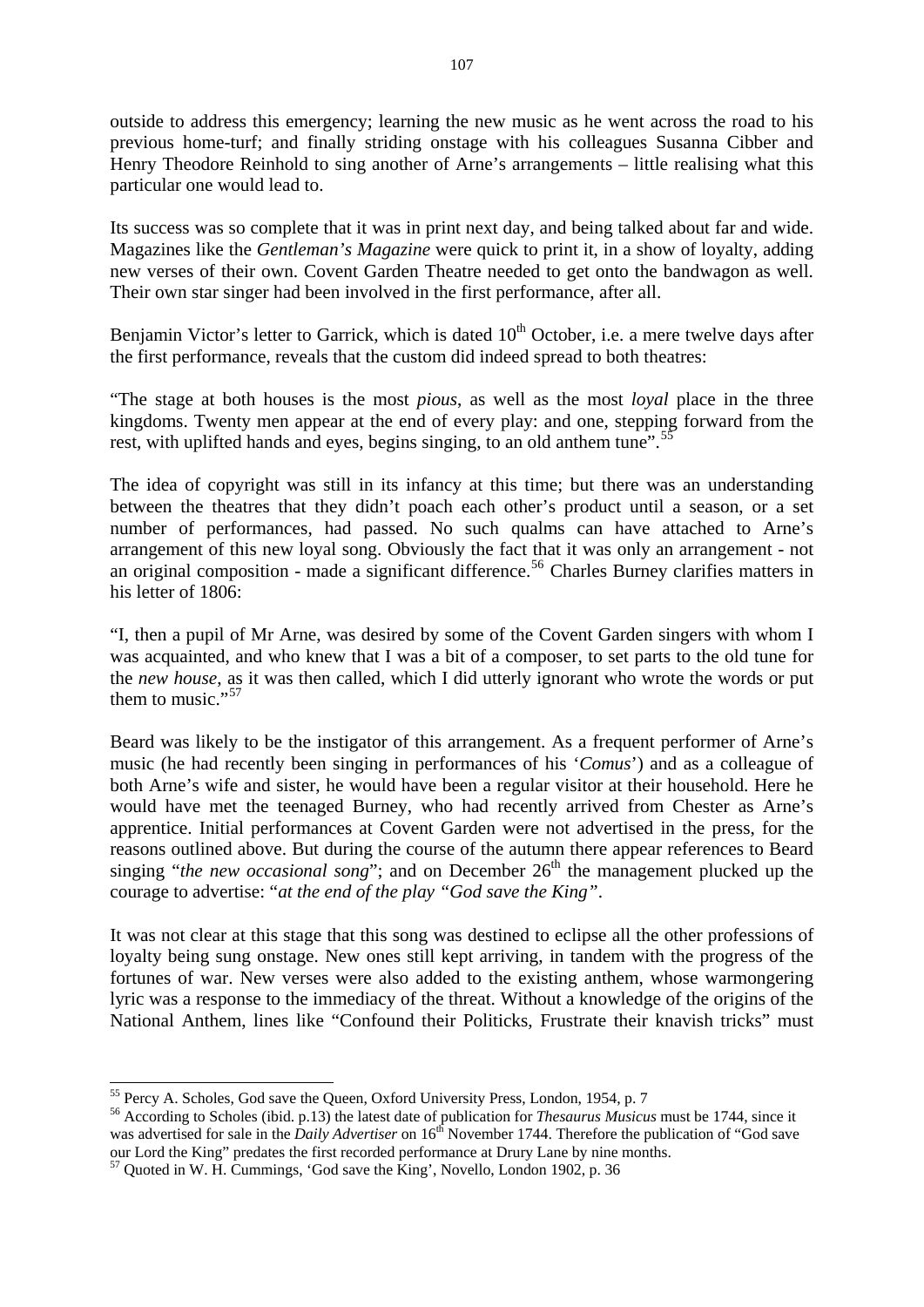outside to address this emergency; learning the new music as he went across the road to his previous home-turf; and finally striding onstage with his colleagues Susanna Cibber and Henry Theodore Reinhold to sing another of Arne's arrangements – little realising what this particular one would lead to.

Its success was so complete that it was in print next day, and being talked about far and wide. Magazines like the *Gentleman's Magazine* were quick to print it, in a show of loyalty, adding new verses of their own. Covent Garden Theatre needed to get onto the bandwagon as well. Their own star singer had been involved in the first performance, after all.

Benjamin Victor's letter to Garrick, which is dated 10th October, i.e. a mere twelve days after the first performance, reveals that the custom did indeed spread to both theatres:

"The stage at both houses is the most *pious*, as well as the most *loyal* place in the three kingdoms. Twenty men appear at the end of every play: and one, stepping forward from the rest, with uplifted hands and eyes, begins singing, to an old anthem tune".[55]

The idea of copyright was still in its infancy at this time; but there was an understanding between the theatres that they didn't poach each other's product until a season, or a set number of performances, had passed. No such qualms can have attached to Arne's arrangement of this new loyal song. Obviously the fact that it was only an arrangement - not an original composition - made a significant difference.[56] Charles Burney clarifies matters in his letter of 1806:

"I, then a pupil of Mr Arne, was desired by some of the Covent Garden singers with whom I was acquainted, and who knew that I was a bit of a composer, to set parts to the old tune for the *new house*, as it was then called, which I did utterly ignorant who wrote the words or put them to music."[57]

Beard was likely to be the instigator of this arrangement. As a frequent performer of Arne's music (he had recently been singing in performances of his '*Comus*') and as a colleague of both Arne's wife and sister, he would have been a regular visitor at their household. Here he would have met the teenaged Burney, who had recently arrived from Chester as Arne's apprentice. Initial performances at Covent Garden were not advertised in the press, for the reasons outlined above. But during the course of the autumn there appear references to Beard singing "*the new occasional song*"; and on December 26th the management plucked up the courage to advertise: "*at the end of the play "God save the King"*.

It was not clear at this stage that this song was destined to eclipse all the other professions of loyalty being sung onstage. New ones still kept arriving, in tandem with the progress of the fortunes of war. New verses were also added to the existing anthem, whose warmongering lyric was a response to the immediacy of the threat. Without a knowledge of the origins of the National Anthem, lines like "Confound their Politicks, Frustrate their knavish tricks" must

---

[55] Percy A. Scholes, God save the Queen, Oxford University Press, London, 1954, p. 7

[56] According to Scholes (ibid. p.13) the latest date of publication for *Thesaurus Musicus* must be 1744, since it was advertised for sale in the *Daily Advertiser* on 16th November 1744. Therefore the publication of "God save our Lord the King" predates the first recorded performance at Drury Lane by nine months.

[57] Quoted in W. H. Cummings, 'God save the King', Novello, London 1902, p. 36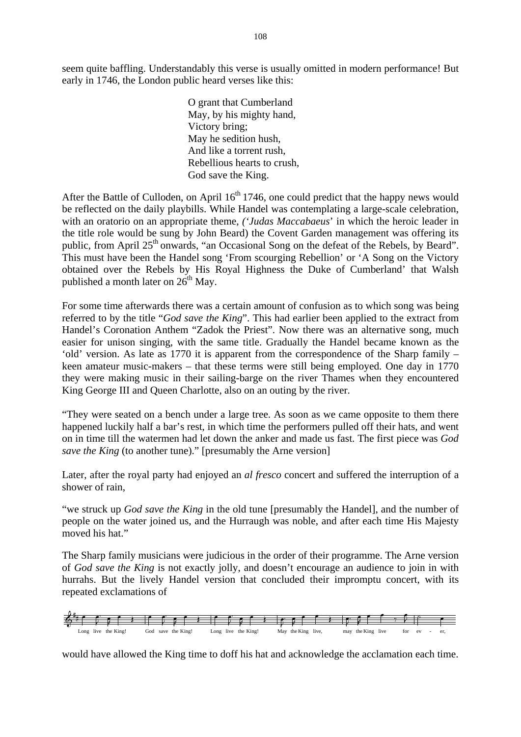seem quite baffling. Understandably this verse is usually omitted in modern performance! But early in 1746, the London public heard verses like this:

> O grant that Cumberland
> May, by his mighty hand,
> Victory bring;
> May he sedition hush,
> And like a torrent rush,
> Rebellious hearts to crush,
> God save the King.

After the Battle of Culloden, on April 16th 1746, one could predict that the happy news would be reflected on the daily playbills. While Handel was contemplating a large-scale celebration, with an oratorio on an appropriate theme, (*'Judas Maccabaeus*' in which the heroic leader in the title role would be sung by John Beard) the Covent Garden management was offering its public, from April 25th onwards, "an Occasional Song on the defeat of the Rebels, by Beard". This must have been the Handel song 'From scourging Rebellion' or 'A Song on the Victory obtained over the Rebels by His Royal Highness the Duke of Cumberland' that Walsh published a month later on 26th May.

For some time afterwards there was a certain amount of confusion as to which song was being referred to by the title "*God save the King*". This had earlier been applied to the extract from Handel's Coronation Anthem "Zadok the Priest". Now there was an alternative song, much easier for unison singing, with the same title. Gradually the Handel became known as the 'old' version. As late as 1770 it is apparent from the correspondence of the Sharp family – keen amateur music-makers – that these terms were still being employed. One day in 1770 they were making music in their sailing-barge on the river Thames when they encountered King George III and Queen Charlotte, also on an outing by the river.

"They were seated on a bench under a large tree. As soon as we came opposite to them there happened luckily half a bar's rest, in which time the performers pulled off their hats, and went on in time till the watermen had let down the anker and made us fast. The first piece was *God save the King* (to another tune)." [presumably the Arne version]

Later, after the royal party had enjoyed an *al fresco* concert and suffered the interruption of a shower of rain,

"we struck up *God save the King* in the old tune [presumably the Handel], and the number of people on the water joined us, and the Hurraugh was noble, and after each time His Majesty moved his hat."

The Sharp family musicians were judicious in the order of their programme. The Arne version of *God save the King* is not exactly jolly, and doesn't encourage an audience to join in with hurrahs. But the lively Handel version that concluded their impromptu concert, with its repeated exclamations of

Long live the King! God save the King! Long live the King! May the King live, may the King live for ev - er,

would have allowed the King time to doff his hat and acknowledge the acclamation each time.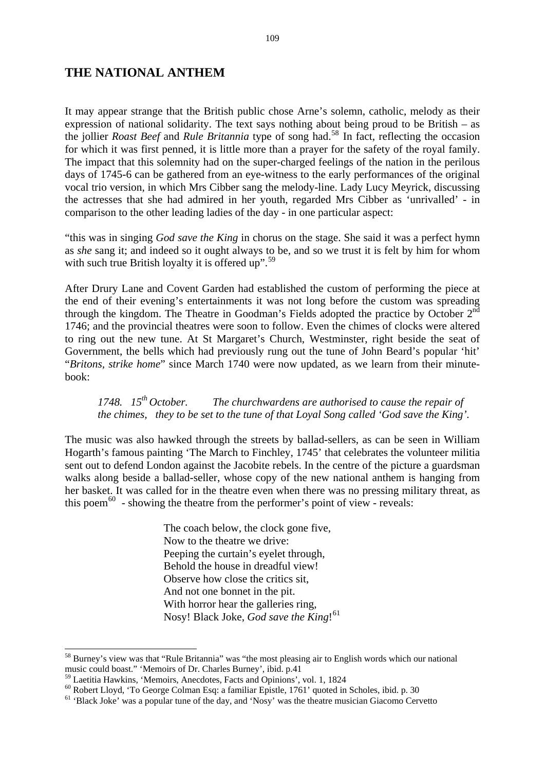## THE NATIONAL ANTHEM

It may appear strange that the British public chose Arne's solemn, catholic, melody as their expression of national solidarity. The text says nothing about being proud to be British – as the jollier *Roast Beef* and *Rule Britannia* type of song had.[58] In fact, reflecting the occasion for which it was first penned, it is little more than a prayer for the safety of the royal family. The impact that this solemnity had on the super-charged feelings of the nation in the perilous days of 1745-6 can be gathered from an eye-witness to the early performances of the original vocal trio version, in which Mrs Cibber sang the melody-line. Lady Lucy Meyrick, discussing the actresses that she had admired in her youth, regarded Mrs Cibber as 'unrivalled' - in comparison to the other leading ladies of the day - in one particular aspect:

"this was in singing *God save the King* in chorus on the stage. She said it was a perfect hymn as *she* sang it; and indeed so it ought always to be, and so we trust it is felt by him for whom with such true British loyalty it is offered up".[59]

After Drury Lane and Covent Garden had established the custom of performing the piece at the end of their evening's entertainments it was not long before the custom was spreading through the kingdom. The Theatre in Goodman's Fields adopted the practice by October 2nd 1746; and the provincial theatres were soon to follow. Even the chimes of clocks were altered to ring out the new tune. At St Margaret's Church, Westminster, right beside the seat of Government, the bells which had previously rung out the tune of John Beard's popular 'hit' "*Britons, strike home*" since March 1740 were now updated, as we learn from their minute-book:

> *1748. 15th October. The churchwardens are authorised to cause the repair of the chimes, they to be set to the tune of that Loyal Song called 'God save the King'.*

The music was also hawked through the streets by ballad-sellers, as can be seen in William Hogarth's famous painting 'The March to Finchley, 1745' that celebrates the volunteer militia sent out to defend London against the Jacobite rebels. In the centre of the picture a guardsman walks along beside a ballad-seller, whose copy of the new national anthem is hanging from her basket. It was called for in the theatre even when there was no pressing military threat, as this poem[60] - showing the theatre from the performer's point of view - reveals:

> The coach below, the clock gone five,
> Now to the theatre we drive:
> Peeping the curtain's eyelet through,
> Behold the house in dreadful view!
> Observe how close the critics sit,
> And not one bonnet in the pit.
> With horror hear the galleries ring,
> Nosy! Black Joke, *God save the King*![61]

---

[58] Burney's view was that "Rule Britannia" was "the most pleasing air to English words which our national music could boast." 'Memoirs of Dr. Charles Burney', ibid. p.41

[59] Laetitia Hawkins, 'Memoirs, Anecdotes, Facts and Opinions', vol. 1, 1824

[60] Robert Lloyd, 'To George Colman Esq: a familiar Epistle, 1761' quoted in Scholes, ibid. p. 30

[61] 'Black Joke' was a popular tune of the day, and 'Nosy' was the theatre musician Giacomo Cervetto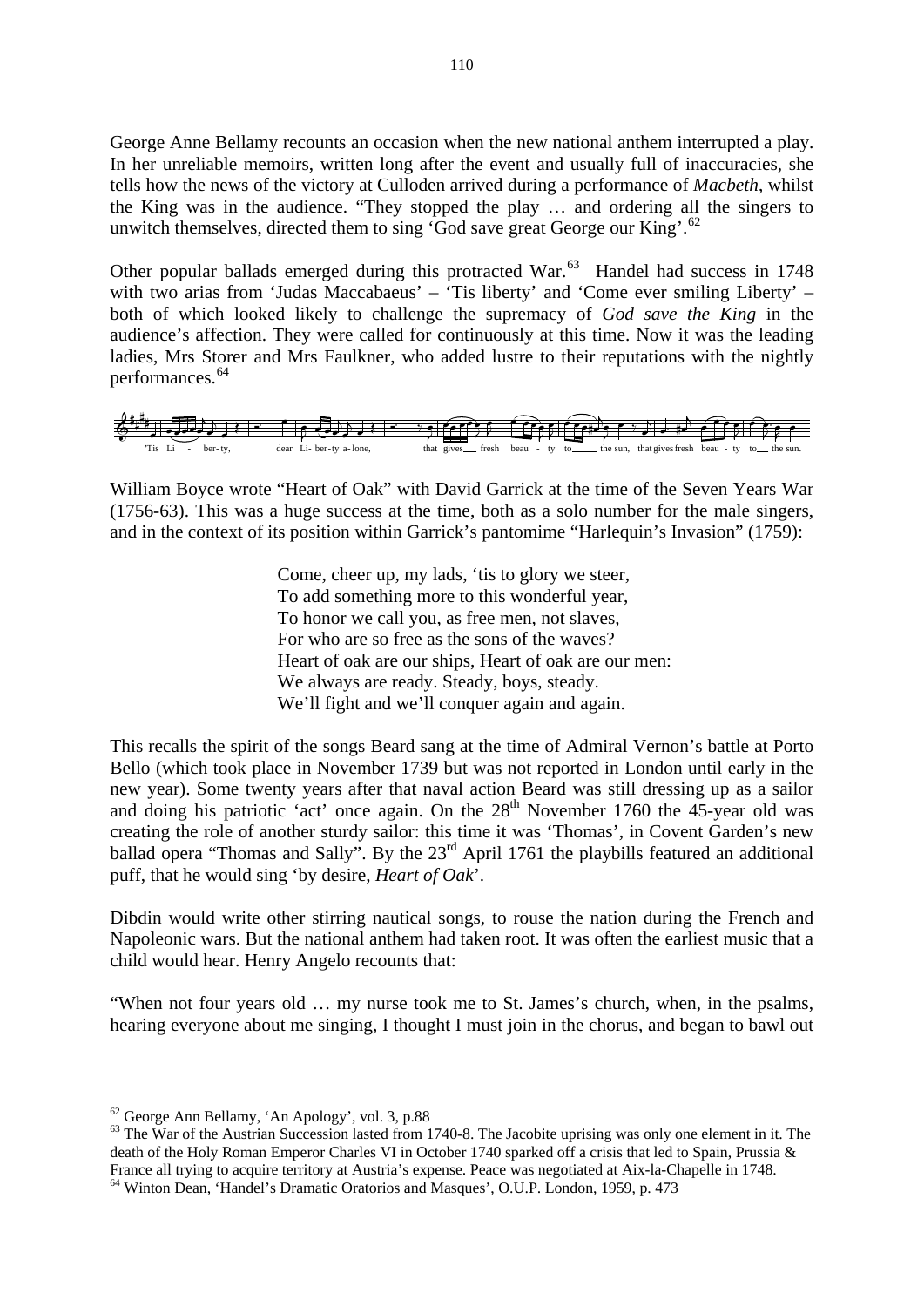George Anne Bellamy recounts an occasion when the new national anthem interrupted a play. In her unreliable memoirs, written long after the event and usually full of inaccuracies, she tells how the news of the victory at Culloden arrived during a performance of *Macbeth*, whilst the King was in the audience. "They stopped the play … and ordering all the singers to unwitch themselves, directed them to sing 'God save great George our King'.[62]

Other popular ballads emerged during this protracted War.[63] Handel had success in 1748 with two arias from 'Judas Maccabaeus' – 'Tis liberty' and 'Come ever smiling Liberty' – both of which looked likely to challenge the supremacy of *God save the King* in the audience's affection. They were called for continuously at this time. Now it was the leading ladies, Mrs Storer and Mrs Faulkner, who added lustre to their reputations with the nightly performances.[64]

'Tis Li - ber-ty, dear Li-ber-ty a-lone, that gives fresh beau - ty to the sun, that gives fresh beau - ty to the sun.

William Boyce wrote "Heart of Oak" with David Garrick at the time of the Seven Years War (1756-63). This was a huge success at the time, both as a solo number for the male singers, and in the context of its position within Garrick's pantomime "Harlequin's Invasion" (1759):

> Come, cheer up, my lads, 'tis to glory we steer,
> To add something more to this wonderful year,
> To honor we call you, as free men, not slaves,
> For who are so free as the sons of the waves?
> Heart of oak are our ships, Heart of oak are our men:
> We always are ready. Steady, boys, steady.
> We'll fight and we'll conquer again and again.

This recalls the spirit of the songs Beard sang at the time of Admiral Vernon's battle at Porto Bello (which took place in November 1739 but was not reported in London until early in the new year). Some twenty years after that naval action Beard was still dressing up as a sailor and doing his patriotic 'act' once again. On the 28th November 1760 the 45-year old was creating the role of another sturdy sailor: this time it was 'Thomas', in Covent Garden's new ballad opera "Thomas and Sally". By the 23rd April 1761 the playbills featured an additional puff, that he would sing 'by desire, *Heart of Oak*'.

Dibdin would write other stirring nautical songs, to rouse the nation during the French and Napoleonic wars. But the national anthem had taken root. It was often the earliest music that a child would hear. Henry Angelo recounts that:

"When not four years old … my nurse took me to St. James's church, when, in the psalms, hearing everyone about me singing, I thought I must join in the chorus, and began to bawl out

---

[62] George Ann Bellamy, 'An Apology', vol. 3, p.88

[63] The War of the Austrian Succession lasted from 1740-8. The Jacobite uprising was only one element in it. The death of the Holy Roman Emperor Charles VI in October 1740 sparked off a crisis that led to Spain, Prussia & France all trying to acquire territory at Austria's expense. Peace was negotiated at Aix-la-Chapelle in 1748.

[64] Winton Dean, 'Handel's Dramatic Oratorios and Masques', O.U.P. London, 1959, p. 473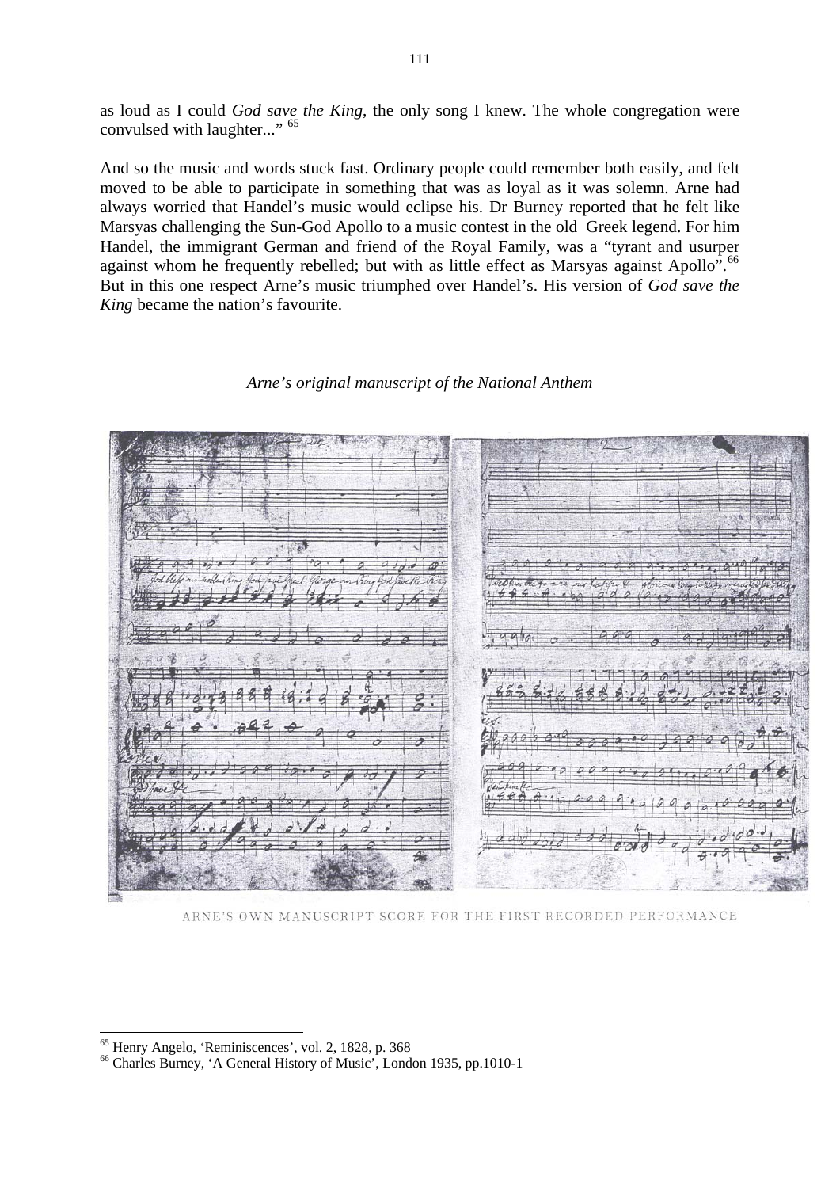as loud as I could *God save the King*, the only song I knew. The whole congregation were convulsed with laughter..." [65]

And so the music and words stuck fast. Ordinary people could remember both easily, and felt moved to be able to participate in something that was as loyal as it was solemn. Arne had always worried that Handel's music would eclipse his. Dr Burney reported that he felt like Marsyas challenging the Sun-God Apollo to a music contest in the old Greek legend. For him Handel, the immigrant German and friend of the Royal Family, was a "tyrant and usurper against whom he frequently rebelled; but with as little effect as Marsyas against Apollo".[66] But in this one respect Arne's music triumphed over Handel's. His version of *God save the King* became the nation's favourite.

*Arne's original manuscript of the National Anthem*

ARNE'S OWN MANUSCRIPT SCORE FOR THE FIRST RECORDED PERFORMANCE

---

[65] Henry Angelo, 'Reminiscences', vol. 2, 1828, p. 368

[66] Charles Burney, 'A General History of Music', London 1935, pp.1010-1